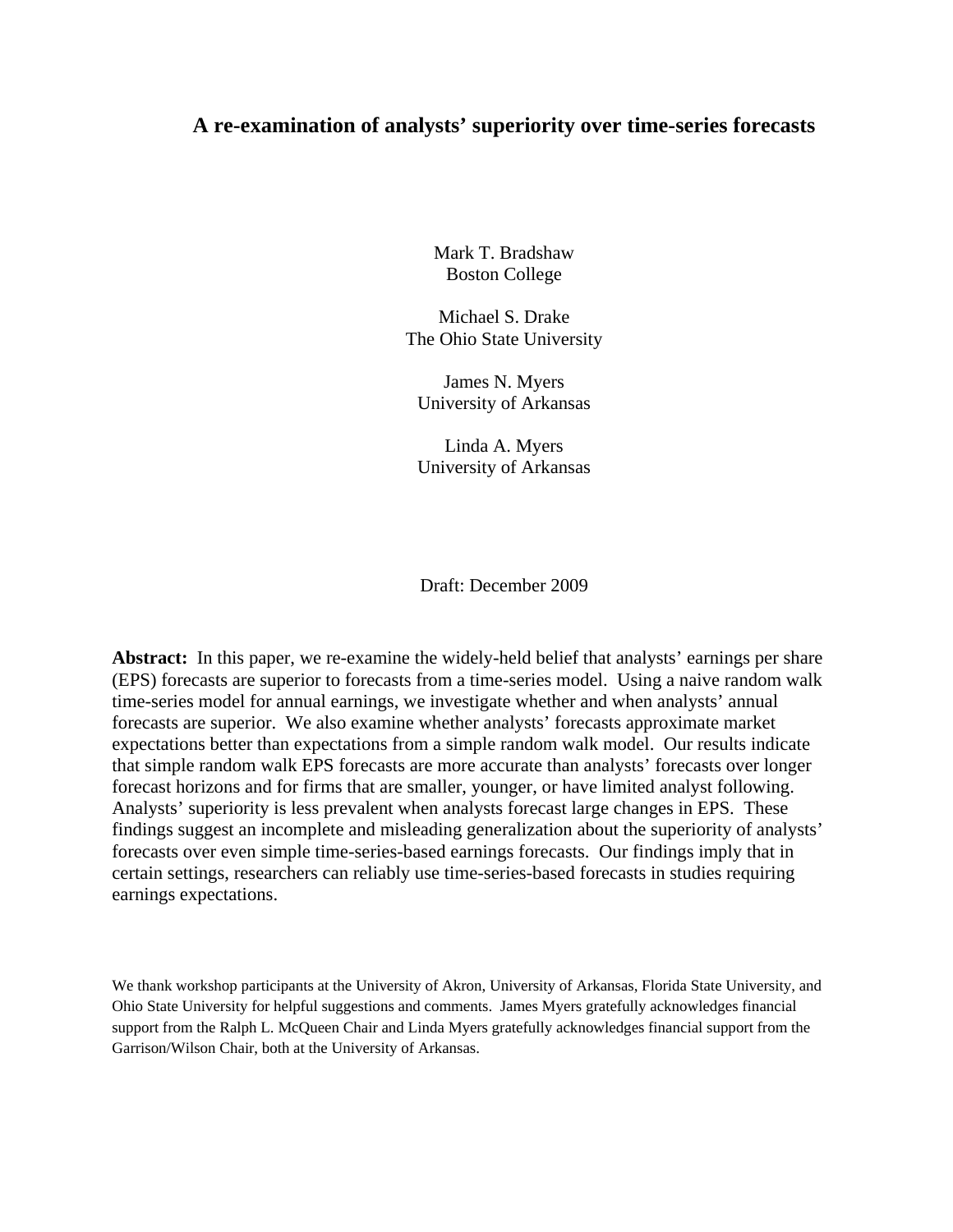# A re-examination of analysts' superiority over time-series forecasts

Mark T. Bradshaw
Boston College

Michael S. Drake
The Ohio State University

James N. Myers
University of Arkansas

Linda A. Myers
University of Arkansas

Draft: December 2009

**Abstract:** In this paper, we re-examine the widely-held belief that analysts' earnings per share (EPS) forecasts are superior to forecasts from a time-series model. Using a naive random walk time-series model for annual earnings, we investigate whether and when analysts' annual forecasts are superior. We also examine whether analysts' forecasts approximate market expectations better than expectations from a simple random walk model. Our results indicate that simple random walk EPS forecasts are more accurate than analysts' forecasts over longer forecast horizons and for firms that are smaller, younger, or have limited analyst following. Analysts' superiority is less prevalent when analysts forecast large changes in EPS. These findings suggest an incomplete and misleading generalization about the superiority of analysts' forecasts over even simple time-series-based earnings forecasts. Our findings imply that in certain settings, researchers can reliably use time-series-based forecasts in studies requiring earnings expectations.

We thank workshop participants at the University of Akron, University of Arkansas, Florida State University, and Ohio State University for helpful suggestions and comments. James Myers gratefully acknowledges financial support from the Ralph L. McQueen Chair and Linda Myers gratefully acknowledges financial support from the Garrison/Wilson Chair, both at the University of Arkansas.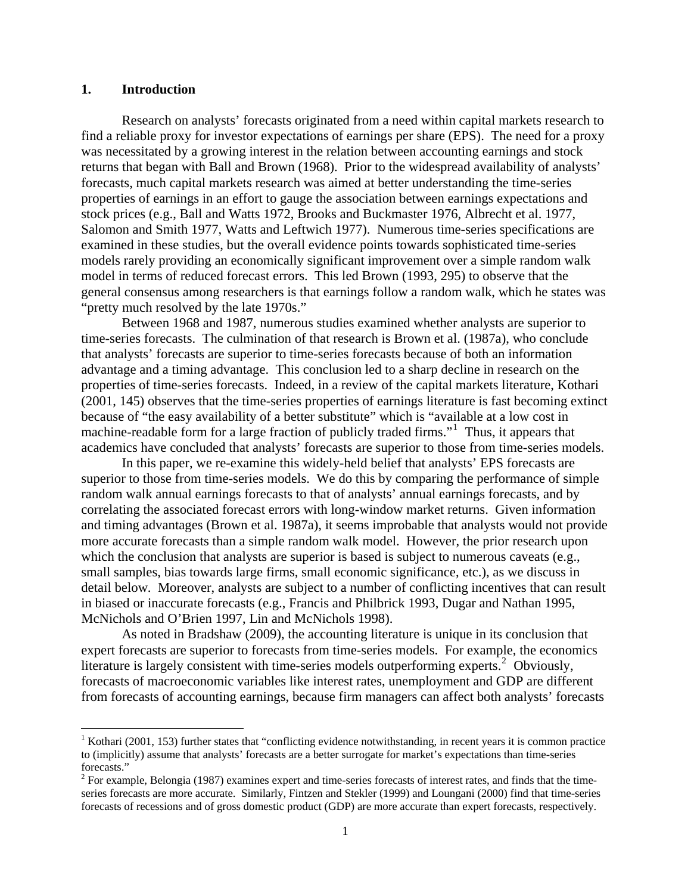## 1. Introduction

Research on analysts' forecasts originated from a need within capital markets research to find a reliable proxy for investor expectations of earnings per share (EPS). The need for a proxy was necessitated by a growing interest in the relation between accounting earnings and stock returns that began with Ball and Brown (1968). Prior to the widespread availability of analysts' forecasts, much capital markets research was aimed at better understanding the time-series properties of earnings in an effort to gauge the association between earnings expectations and stock prices (e.g., Ball and Watts 1972, Brooks and Buckmaster 1976, Albrecht et al. 1977, Salomon and Smith 1977, Watts and Leftwich 1977). Numerous time-series specifications are examined in these studies, but the overall evidence points towards sophisticated time-series models rarely providing an economically significant improvement over a simple random walk model in terms of reduced forecast errors. This led Brown (1993, 295) to observe that the general consensus among researchers is that earnings follow a random walk, which he states was "pretty much resolved by the late 1970s."

Between 1968 and 1987, numerous studies examined whether analysts are superior to time-series forecasts. The culmination of that research is Brown et al. (1987a), who conclude that analysts' forecasts are superior to time-series forecasts because of both an information advantage and a timing advantage. This conclusion led to a sharp decline in research on the properties of time-series forecasts. Indeed, in a review of the capital markets literature, Kothari (2001, 145) observes that the time-series properties of earnings literature is fast becoming extinct because of "the easy availability of a better substitute" which is "available at a low cost in machine-readable form for a large fraction of publicly traded firms."[1] Thus, it appears that academics have concluded that analysts' forecasts are superior to those from time-series models.

In this paper, we re-examine this widely-held belief that analysts' EPS forecasts are superior to those from time-series models. We do this by comparing the performance of simple random walk annual earnings forecasts to that of analysts' annual earnings forecasts, and by correlating the associated forecast errors with long-window market returns. Given information and timing advantages (Brown et al. 1987a), it seems improbable that analysts would not provide more accurate forecasts than a simple random walk model. However, the prior research upon which the conclusion that analysts are superior is based is subject to numerous caveats (e.g., small samples, bias towards large firms, small economic significance, etc.), as we discuss in detail below. Moreover, analysts are subject to a number of conflicting incentives that can result in biased or inaccurate forecasts (e.g., Francis and Philbrick 1993, Dugar and Nathan 1995, McNichols and O'Brien 1997, Lin and McNichols 1998).

As noted in Bradshaw (2009), the accounting literature is unique in its conclusion that expert forecasts are superior to forecasts from time-series models. For example, the economics literature is largely consistent with time-series models outperforming experts.[2] Obviously, forecasts of macroeconomic variables like interest rates, unemployment and GDP are different from forecasts of accounting earnings, because firm managers can affect both analysts' forecasts

[1] Kothari (2001, 153) further states that "conflicting evidence notwithstanding, in recent years it is common practice to (implicitly) assume that analysts' forecasts are a better surrogate for market's expectations than time-series forecasts."

[2] For example, Belongia (1987) examines expert and time-series forecasts of interest rates, and finds that the time-series forecasts are more accurate. Similarly, Fintzen and Stekler (1999) and Loungani (2000) find that time-series forecasts of recessions and of gross domestic product (GDP) are more accurate than expert forecasts, respectively.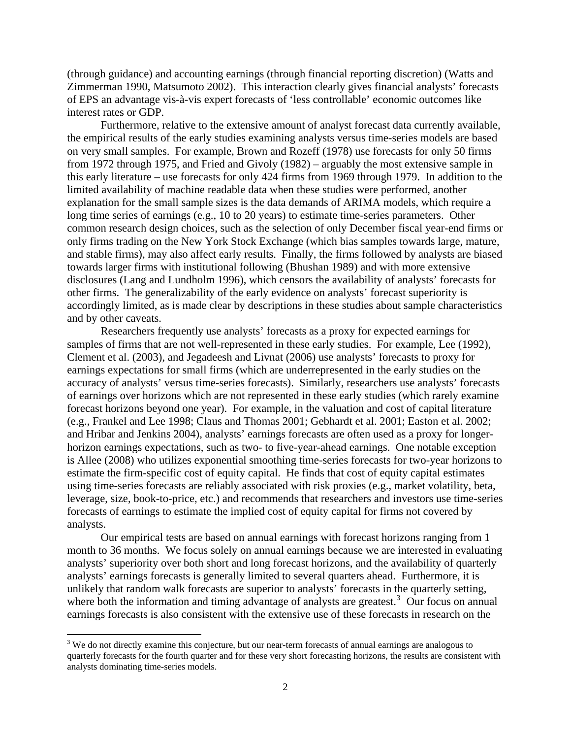(through guidance) and accounting earnings (through financial reporting discretion) (Watts and Zimmerman 1990, Matsumoto 2002). This interaction clearly gives financial analysts' forecasts of EPS an advantage vis-à-vis expert forecasts of 'less controllable' economic outcomes like interest rates or GDP.

Furthermore, relative to the extensive amount of analyst forecast data currently available, the empirical results of the early studies examining analysts versus time-series models are based on very small samples. For example, Brown and Rozeff (1978) use forecasts for only 50 firms from 1972 through 1975, and Fried and Givoly (1982) – arguably the most extensive sample in this early literature – use forecasts for only 424 firms from 1969 through 1979. In addition to the limited availability of machine readable data when these studies were performed, another explanation for the small sample sizes is the data demands of ARIMA models, which require a long time series of earnings (e.g., 10 to 20 years) to estimate time-series parameters. Other common research design choices, such as the selection of only December fiscal year-end firms or only firms trading on the New York Stock Exchange (which bias samples towards large, mature, and stable firms), may also affect early results. Finally, the firms followed by analysts are biased towards larger firms with institutional following (Bhushan 1989) and with more extensive disclosures (Lang and Lundholm 1996), which censors the availability of analysts' forecasts for other firms. The generalizability of the early evidence on analysts' forecast superiority is accordingly limited, as is made clear by descriptions in these studies about sample characteristics and by other caveats.

Researchers frequently use analysts' forecasts as a proxy for expected earnings for samples of firms that are not well-represented in these early studies. For example, Lee (1992), Clement et al. (2003), and Jegadeesh and Livnat (2006) use analysts' forecasts to proxy for earnings expectations for small firms (which are underrepresented in the early studies on the accuracy of analysts' versus time-series forecasts). Similarly, researchers use analysts' forecasts of earnings over horizons which are not represented in these early studies (which rarely examine forecast horizons beyond one year). For example, in the valuation and cost of capital literature (e.g., Frankel and Lee 1998; Claus and Thomas 2001; Gebhardt et al. 2001; Easton et al. 2002; and Hribar and Jenkins 2004), analysts' earnings forecasts are often used as a proxy for longer-horizon earnings expectations, such as two- to five-year-ahead earnings. One notable exception is Allee (2008) who utilizes exponential smoothing time-series forecasts for two-year horizons to estimate the firm-specific cost of equity capital. He finds that cost of equity capital estimates using time-series forecasts are reliably associated with risk proxies (e.g., market volatility, beta, leverage, size, book-to-price, etc.) and recommends that researchers and investors use time-series forecasts of earnings to estimate the implied cost of equity capital for firms not covered by analysts.

Our empirical tests are based on annual earnings with forecast horizons ranging from 1 month to 36 months. We focus solely on annual earnings because we are interested in evaluating analysts' superiority over both short and long forecast horizons, and the availability of quarterly analysts' earnings forecasts is generally limited to several quarters ahead. Furthermore, it is unlikely that random walk forecasts are superior to analysts' forecasts in the quarterly setting, where both the information and timing advantage of analysts are greatest.[3] Our focus on annual earnings forecasts is also consistent with the extensive use of these forecasts in research on the

[3] We do not directly examine this conjecture, but our near-term forecasts of annual earnings are analogous to quarterly forecasts for the fourth quarter and for these very short forecasting horizons, the results are consistent with analysts dominating time-series models.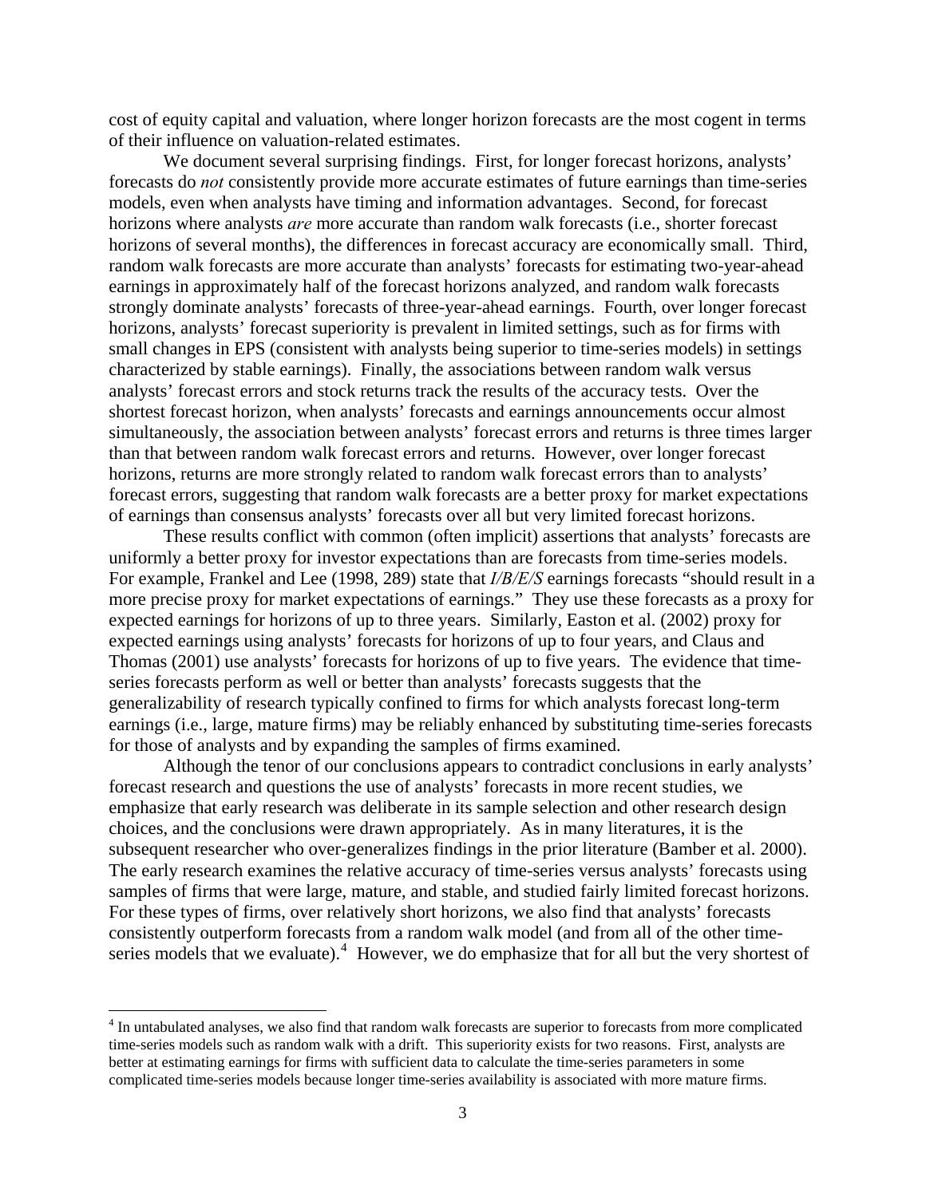cost of equity capital and valuation, where longer horizon forecasts are the most cogent in terms of their influence on valuation-related estimates.

We document several surprising findings. First, for longer forecast horizons, analysts' forecasts do *not* consistently provide more accurate estimates of future earnings than time-series models, even when analysts have timing and information advantages. Second, for forecast horizons where analysts *are* more accurate than random walk forecasts (i.e., shorter forecast horizons of several months), the differences in forecast accuracy are economically small. Third, random walk forecasts are more accurate than analysts' forecasts for estimating two-year-ahead earnings in approximately half of the forecast horizons analyzed, and random walk forecasts strongly dominate analysts' forecasts of three-year-ahead earnings. Fourth, over longer forecast horizons, analysts' forecast superiority is prevalent in limited settings, such as for firms with small changes in EPS (consistent with analysts being superior to time-series models) in settings characterized by stable earnings). Finally, the associations between random walk versus analysts' forecast errors and stock returns track the results of the accuracy tests. Over the shortest forecast horizon, when analysts' forecasts and earnings announcements occur almost simultaneously, the association between analysts' forecast errors and returns is three times larger than that between random walk forecast errors and returns. However, over longer forecast horizons, returns are more strongly related to random walk forecast errors than to analysts' forecast errors, suggesting that random walk forecasts are a better proxy for market expectations of earnings than consensus analysts' forecasts over all but very limited forecast horizons.

These results conflict with common (often implicit) assertions that analysts' forecasts are uniformly a better proxy for investor expectations than are forecasts from time-series models. For example, Frankel and Lee (1998, 289) state that *I/B/E/S* earnings forecasts "should result in a more precise proxy for market expectations of earnings." They use these forecasts as a proxy for expected earnings for horizons of up to three years. Similarly, Easton et al. (2002) proxy for expected earnings using analysts' forecasts for horizons of up to four years, and Claus and Thomas (2001) use analysts' forecasts for horizons of up to five years. The evidence that time-series forecasts perform as well or better than analysts' forecasts suggests that the generalizability of research typically confined to firms for which analysts forecast long-term earnings (i.e., large, mature firms) may be reliably enhanced by substituting time-series forecasts for those of analysts and by expanding the samples of firms examined.

Although the tenor of our conclusions appears to contradict conclusions in early analysts' forecast research and questions the use of analysts' forecasts in more recent studies, we emphasize that early research was deliberate in its sample selection and other research design choices, and the conclusions were drawn appropriately. As in many literatures, it is the subsequent researcher who over-generalizes findings in the prior literature (Bamber et al. 2000). The early research examines the relative accuracy of time-series versus analysts' forecasts using samples of firms that were large, mature, and stable, and studied fairly limited forecast horizons. For these types of firms, over relatively short horizons, we also find that analysts' forecasts consistently outperform forecasts from a random walk model (and from all of the other time-series models that we evaluate).[4] However, we do emphasize that for all but the very shortest of

[4] In untabulated analyses, we also find that random walk forecasts are superior to forecasts from more complicated time-series models such as random walk with a drift. This superiority exists for two reasons. First, analysts are better at estimating earnings for firms with sufficient data to calculate the time-series parameters in some complicated time-series models because longer time-series availability is associated with more mature firms.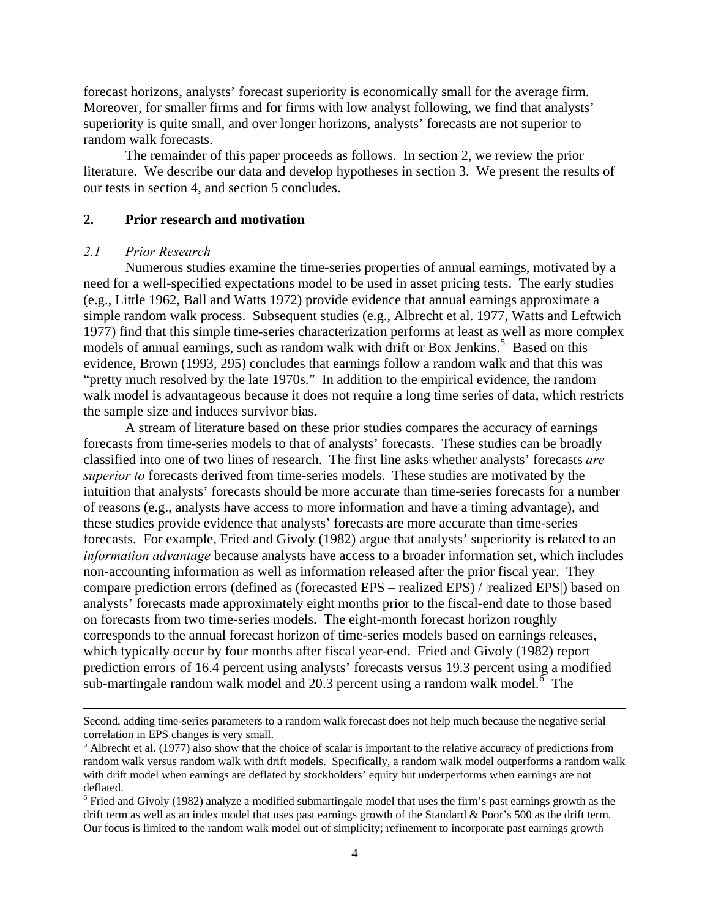forecast horizons, analysts' forecast superiority is economically small for the average firm. Moreover, for smaller firms and for firms with low analyst following, we find that analysts' superiority is quite small, and over longer horizons, analysts' forecasts are not superior to random walk forecasts.

The remainder of this paper proceeds as follows. In section 2, we review the prior literature. We describe our data and develop hypotheses in section 3. We present the results of our tests in section 4, and section 5 concludes.

## 2. Prior research and motivation

### *2.1 Prior Research*

Numerous studies examine the time-series properties of annual earnings, motivated by a need for a well-specified expectations model to be used in asset pricing tests. The early studies (e.g., Little 1962, Ball and Watts 1972) provide evidence that annual earnings approximate a simple random walk process. Subsequent studies (e.g., Albrecht et al. 1977, Watts and Leftwich 1977) find that this simple time-series characterization performs at least as well as more complex models of annual earnings, such as random walk with drift or Box Jenkins.[5] Based on this evidence, Brown (1993, 295) concludes that earnings follow a random walk and that this was "pretty much resolved by the late 1970s." In addition to the empirical evidence, the random walk model is advantageous because it does not require a long time series of data, which restricts the sample size and induces survivor bias.

A stream of literature based on these prior studies compares the accuracy of earnings forecasts from time-series models to that of analysts' forecasts. These studies can be broadly classified into one of two lines of research. The first line asks whether analysts' forecasts *are superior to* forecasts derived from time-series models. These studies are motivated by the intuition that analysts' forecasts should be more accurate than time-series forecasts for a number of reasons (e.g., analysts have access to more information and have a timing advantage), and these studies provide evidence that analysts' forecasts are more accurate than time-series forecasts. For example, Fried and Givoly (1982) argue that analysts' superiority is related to an *information advantage* because analysts have access to a broader information set, which includes non-accounting information as well as information released after the prior fiscal year. They compare prediction errors (defined as (forecasted EPS – realized EPS) / |realized EPS|) based on analysts' forecasts made approximately eight months prior to the fiscal-end date to those based on forecasts from two time-series models. The eight-month forecast horizon roughly corresponds to the annual forecast horizon of time-series models based on earnings releases, which typically occur by four months after fiscal year-end. Fried and Givoly (1982) report prediction errors of 16.4 percent using analysts' forecasts versus 19.3 percent using a modified sub-martingale random walk model and 20.3 percent using a random walk model.[6] The

---

Second, adding time-series parameters to a random walk forecast does not help much because the negative serial correlation in EPS changes is very small.

[5] Albrecht et al. (1977) also show that the choice of scalar is important to the relative accuracy of predictions from random walk versus random walk with drift models. Specifically, a random walk model outperforms a random walk with drift model when earnings are deflated by stockholders' equity but underperforms when earnings are not deflated.

[6] Fried and Givoly (1982) analyze a modified submartingale model that uses the firm's past earnings growth as the drift term as well as an index model that uses past earnings growth of the Standard & Poor's 500 as the drift term. Our focus is limited to the random walk model out of simplicity; refinement to incorporate past earnings growth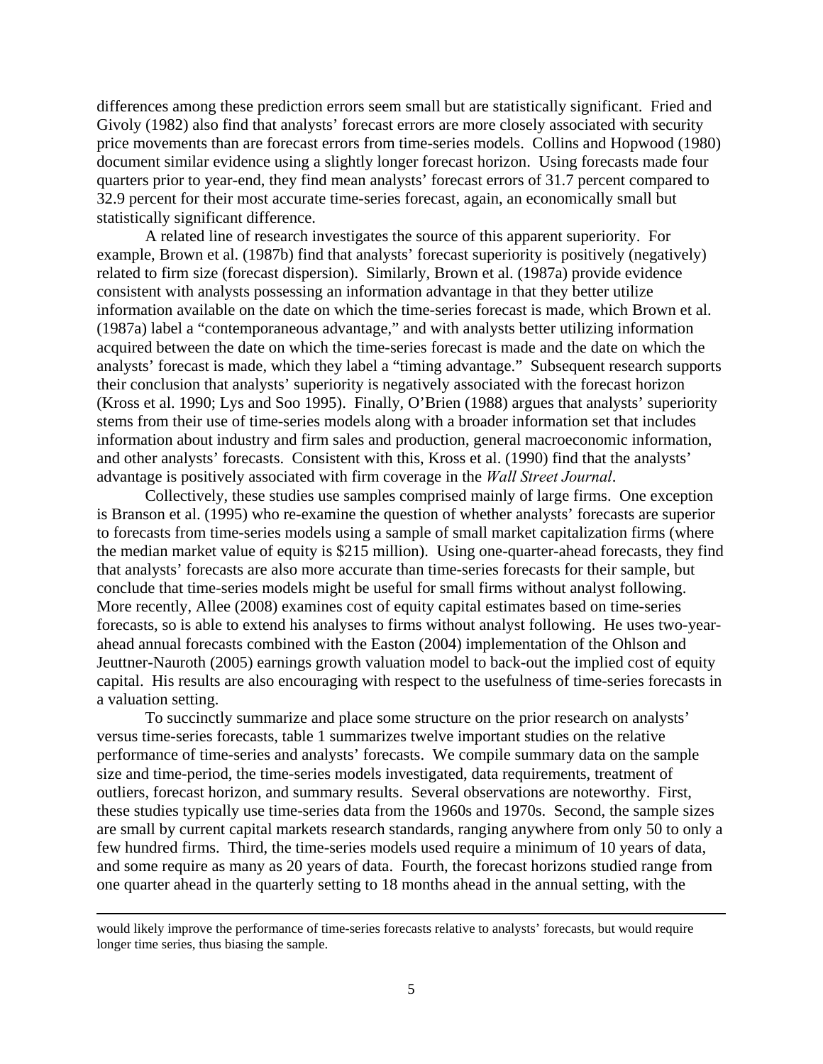differences among these prediction errors seem small but are statistically significant. Fried and Givoly (1982) also find that analysts' forecast errors are more closely associated with security price movements than are forecast errors from time-series models. Collins and Hopwood (1980) document similar evidence using a slightly longer forecast horizon. Using forecasts made four quarters prior to year-end, they find mean analysts' forecast errors of 31.7 percent compared to 32.9 percent for their most accurate time-series forecast, again, an economically small but statistically significant difference.

A related line of research investigates the source of this apparent superiority. For example, Brown et al. (1987b) find that analysts' forecast superiority is positively (negatively) related to firm size (forecast dispersion). Similarly, Brown et al. (1987a) provide evidence consistent with analysts possessing an information advantage in that they better utilize information available on the date on which the time-series forecast is made, which Brown et al. (1987a) label a "contemporaneous advantage," and with analysts better utilizing information acquired between the date on which the time-series forecast is made and the date on which the analysts' forecast is made, which they label a "timing advantage." Subsequent research supports their conclusion that analysts' superiority is negatively associated with the forecast horizon (Kross et al. 1990; Lys and Soo 1995). Finally, O'Brien (1988) argues that analysts' superiority stems from their use of time-series models along with a broader information set that includes information about industry and firm sales and production, general macroeconomic information, and other analysts' forecasts. Consistent with this, Kross et al. (1990) find that the analysts' advantage is positively associated with firm coverage in the *Wall Street Journal*.

Collectively, these studies use samples comprised mainly of large firms. One exception is Branson et al. (1995) who re-examine the question of whether analysts' forecasts are superior to forecasts from time-series models using a sample of small market capitalization firms (where the median market value of equity is $215 million). Using one-quarter-ahead forecasts, they find that analysts' forecasts are also more accurate than time-series forecasts for their sample, but conclude that time-series models might be useful for small firms without analyst following. More recently, Allee (2008) examines cost of equity capital estimates based on time-series forecasts, so is able to extend his analyses to firms without analyst following. He uses two-year-ahead annual forecasts combined with the Easton (2004) implementation of the Ohlson and Jeuttner-Nauroth (2005) earnings growth valuation model to back-out the implied cost of equity capital. His results are also encouraging with respect to the usefulness of time-series forecasts in a valuation setting.

To succinctly summarize and place some structure on the prior research on analysts' versus time-series forecasts, table 1 summarizes twelve important studies on the relative performance of time-series and analysts' forecasts. We compile summary data on the sample size and time-period, the time-series models investigated, data requirements, treatment of outliers, forecast horizon, and summary results. Several observations are noteworthy. First, these studies typically use time-series data from the 1960s and 1970s. Second, the sample sizes are small by current capital markets research standards, ranging anywhere from only 50 to only a few hundred firms. Third, the time-series models used require a minimum of 10 years of data, and some require as many as 20 years of data. Fourth, the forecast horizons studied range from one quarter ahead in the quarterly setting to 18 months ahead in the annual setting, with the

---

would likely improve the performance of time-series forecasts relative to analysts' forecasts, but would require longer time series, thus biasing the sample.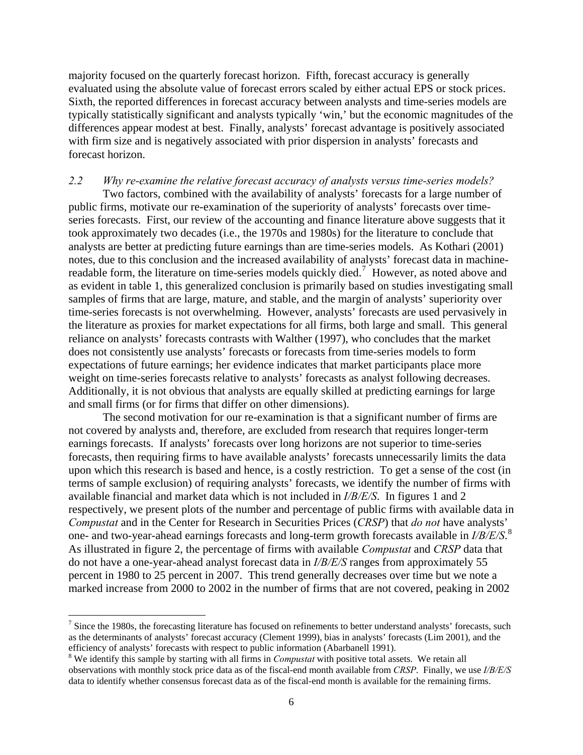majority focused on the quarterly forecast horizon. Fifth, forecast accuracy is generally evaluated using the absolute value of forecast errors scaled by either actual EPS or stock prices. Sixth, the reported differences in forecast accuracy between analysts and time-series models are typically statistically significant and analysts typically 'win,' but the economic magnitudes of the differences appear modest at best. Finally, analysts' forecast advantage is positively associated with firm size and is negatively associated with prior dispersion in analysts' forecasts and forecast horizon.

### *2.2 Why re-examine the relative forecast accuracy of analysts versus time-series models?*

Two factors, combined with the availability of analysts' forecasts for a large number of public firms, motivate our re-examination of the superiority of analysts' forecasts over time-series forecasts. First, our review of the accounting and finance literature above suggests that it took approximately two decades (i.e., the 1970s and 1980s) for the literature to conclude that analysts are better at predicting future earnings than are time-series models. As Kothari (2001) notes, due to this conclusion and the increased availability of analysts' forecast data in machine-readable form, the literature on time-series models quickly died.[7] However, as noted above and as evident in table 1, this generalized conclusion is primarily based on studies investigating small samples of firms that are large, mature, and stable, and the margin of analysts' superiority over time-series forecasts is not overwhelming. However, analysts' forecasts are used pervasively in the literature as proxies for market expectations for all firms, both large and small. This general reliance on analysts' forecasts contrasts with Walther (1997), who concludes that the market does not consistently use analysts' forecasts or forecasts from time-series models to form expectations of future earnings; her evidence indicates that market participants place more weight on time-series forecasts relative to analysts' forecasts as analyst following decreases. Additionally, it is not obvious that analysts are equally skilled at predicting earnings for large and small firms (or for firms that differ on other dimensions).

The second motivation for our re-examination is that a significant number of firms are not covered by analysts and, therefore, are excluded from research that requires longer-term earnings forecasts. If analysts' forecasts over long horizons are not superior to time-series forecasts, then requiring firms to have available analysts' forecasts unnecessarily limits the data upon which this research is based and hence, is a costly restriction. To get a sense of the cost (in terms of sample exclusion) of requiring analysts' forecasts, we identify the number of firms with available financial and market data which is not included in *I/B/E/S*. In figures 1 and 2 respectively, we present plots of the number and percentage of public firms with available data in *Compustat* and in the Center for Research in Securities Prices (*CRSP*) that *do not* have analysts' one- and two-year-ahead earnings forecasts and long-term growth forecasts available in *I/B/E/S*.[8] As illustrated in figure 2, the percentage of firms with available *Compustat* and *CRSP* data that do not have a one-year-ahead analyst forecast data in *I/B/E/S* ranges from approximately 55 percent in 1980 to 25 percent in 2007. This trend generally decreases over time but we note a marked increase from 2000 to 2002 in the number of firms that are not covered, peaking in 2002

---

[7] Since the 1980s, the forecasting literature has focused on refinements to better understand analysts' forecasts, such as the determinants of analysts' forecast accuracy (Clement 1999), bias in analysts' forecasts (Lim 2001), and the efficiency of analysts' forecasts with respect to public information (Abarbanell 1991).

[8] We identify this sample by starting with all firms in *Compustat* with positive total assets. We retain all observations with monthly stock price data as of the fiscal-end month available from *CRSP*. Finally, we use *I/B/E/S* data to identify whether consensus forecast data as of the fiscal-end month is available for the remaining firms.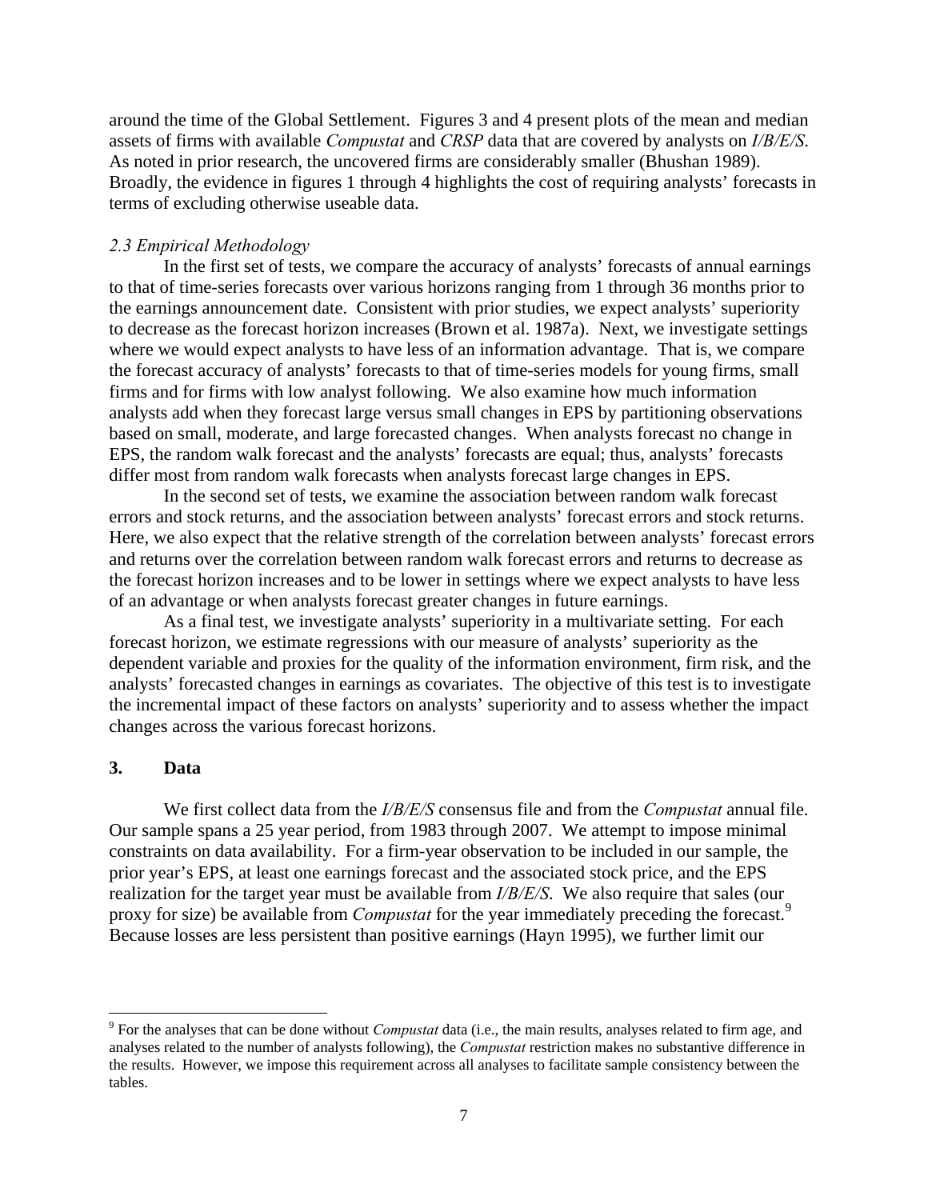around the time of the Global Settlement. Figures 3 and 4 present plots of the mean and median assets of firms with available *Compustat* and *CRSP* data that are covered by analysts on *I/B/E/S*. As noted in prior research, the uncovered firms are considerably smaller (Bhushan 1989). Broadly, the evidence in figures 1 through 4 highlights the cost of requiring analysts' forecasts in terms of excluding otherwise useable data.

### *2.3 Empirical Methodology*

In the first set of tests, we compare the accuracy of analysts' forecasts of annual earnings to that of time-series forecasts over various horizons ranging from 1 through 36 months prior to the earnings announcement date. Consistent with prior studies, we expect analysts' superiority to decrease as the forecast horizon increases (Brown et al. 1987a). Next, we investigate settings where we would expect analysts to have less of an information advantage. That is, we compare the forecast accuracy of analysts' forecasts to that of time-series models for young firms, small firms and for firms with low analyst following. We also examine how much information analysts add when they forecast large versus small changes in EPS by partitioning observations based on small, moderate, and large forecasted changes. When analysts forecast no change in EPS, the random walk forecast and the analysts' forecasts are equal; thus, analysts' forecasts differ most from random walk forecasts when analysts forecast large changes in EPS.

In the second set of tests, we examine the association between random walk forecast errors and stock returns, and the association between analysts' forecast errors and stock returns. Here, we also expect that the relative strength of the correlation between analysts' forecast errors and returns over the correlation between random walk forecast errors and returns to decrease as the forecast horizon increases and to be lower in settings where we expect analysts to have less of an advantage or when analysts forecast greater changes in future earnings.

As a final test, we investigate analysts' superiority in a multivariate setting. For each forecast horizon, we estimate regressions with our measure of analysts' superiority as the dependent variable and proxies for the quality of the information environment, firm risk, and the analysts' forecasted changes in earnings as covariates. The objective of this test is to investigate the incremental impact of these factors on analysts' superiority and to assess whether the impact changes across the various forecast horizons.

## 3. Data

We first collect data from the *I/B/E/S* consensus file and from the *Compustat* annual file. Our sample spans a 25 year period, from 1983 through 2007. We attempt to impose minimal constraints on data availability. For a firm-year observation to be included in our sample, the prior year's EPS, at least one earnings forecast and the associated stock price, and the EPS realization for the target year must be available from *I/B/E/S*. We also require that sales (our proxy for size) be available from *Compustat* for the year immediately preceding the forecast.[9] Because losses are less persistent than positive earnings (Hayn 1995), we further limit our

---

[9] For the analyses that can be done without *Compustat* data (i.e., the main results, analyses related to firm age, and analyses related to the number of analysts following), the *Compustat* restriction makes no substantive difference in the results. However, we impose this requirement across all analyses to facilitate sample consistency between the tables.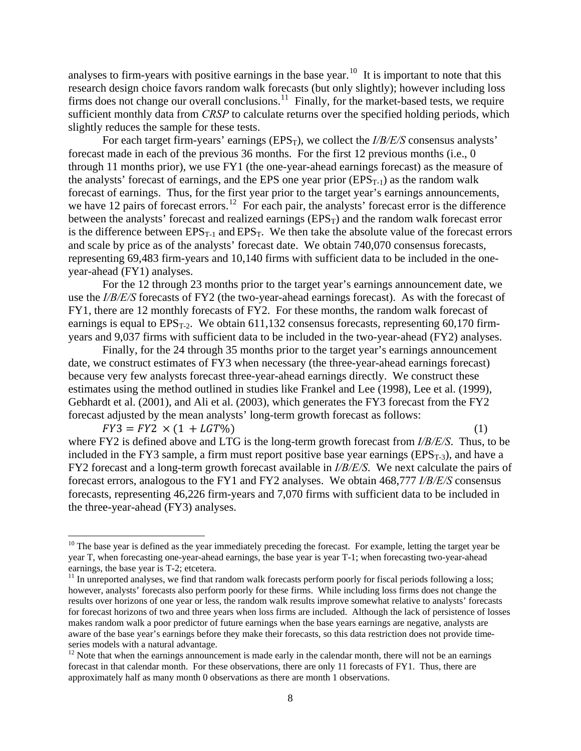analyses to firm-years with positive earnings in the base year.[10] It is important to note that this research design choice favors random walk forecasts (but only slightly); however including loss firms does not change our overall conclusions.[11] Finally, for the market-based tests, we require sufficient monthly data from *CRSP* to calculate returns over the specified holding periods, which slightly reduces the sample for these tests.

For each target firm-years' earnings ($EPS_T$), we collect the *I/B/E/S* consensus analysts' forecast made in each of the previous 36 months. For the first 12 previous months (i.e., 0 through 11 months prior), we use FY1 (the one-year-ahead earnings forecast) as the measure of the analysts' forecast of earnings, and the EPS one year prior ($EPS_{T-1}$) as the random walk forecast of earnings. Thus, for the first year prior to the target year's earnings announcements, we have 12 pairs of forecast errors.[12] For each pair, the analysts' forecast error is the difference between the analysts' forecast and realized earnings ($EPS_T$) and the random walk forecast error is the difference between $EPS_{T-1}$ and $EPS_T$. We then take the absolute value of the forecast errors and scale by price as of the analysts' forecast date. We obtain 740,070 consensus forecasts, representing 69,483 firm-years and 10,140 firms with sufficient data to be included in the one-year-ahead (FY1) analyses.

For the 12 through 23 months prior to the target year's earnings announcement date, we use the *I/B/E/S* forecasts of FY2 (the two-year-ahead earnings forecast). As with the forecast of FY1, there are 12 monthly forecasts of FY2. For these months, the random walk forecast of earnings is equal to $EPS_{T-2}$. We obtain 611,132 consensus forecasts, representing 60,170 firm-years and 9,037 firms with sufficient data to be included in the two-year-ahead (FY2) analyses.

Finally, for the 24 through 35 months prior to the target year's earnings announcement date, we construct estimates of FY3 when necessary (the three-year-ahead earnings forecast) because very few analysts forecast three-year-ahead earnings directly. We construct these estimates using the method outlined in studies like Frankel and Lee (1998), Lee et al. (1999), Gebhardt et al. (2001), and Ali et al. (2003), which generates the FY3 forecast from the FY2 forecast adjusted by the mean analysts' long-term growth forecast as follows:

$$FY3 = FY2 \times (1 + LGT\%) \qquad (1)$$

where FY2 is defined above and LTG is the long-term growth forecast from *I/B/E/S*. Thus, to be included in the FY3 sample, a firm must report positive base year earnings ($EPS_{T-3}$), and have a FY2 forecast and a long-term growth forecast available in *I/B/E/S*. We next calculate the pairs of forecast errors, analogous to the FY1 and FY2 analyses. We obtain 468,777 *I/B/E/S* consensus forecasts, representing 46,226 firm-years and 7,070 firms with sufficient data to be included in the three-year-ahead (FY3) analyses.

---

[10] The base year is defined as the year immediately preceding the forecast. For example, letting the target year be year T, when forecasting one-year-ahead earnings, the base year is year T-1; when forecasting two-year-ahead earnings, the base year is T-2; etcetera.

[11] In unreported analyses, we find that random walk forecasts perform poorly for fiscal periods following a loss; however, analysts' forecasts also perform poorly for these firms. While including loss firms does not change the results over horizons of one year or less, the random walk results improve somewhat relative to analysts' forecasts for forecast horizons of two and three years when loss firms are included. Although the lack of persistence of losses makes random walk a poor predictor of future earnings when the base years earnings are negative, analysts are aware of the base year's earnings before they make their forecasts, so this data restriction does not provide time-series models with a natural advantage.

[12] Note that when the earnings announcement is made early in the calendar month, there will not be an earnings forecast in that calendar month. For these observations, there are only 11 forecasts of FY1. Thus, there are approximately half as many month 0 observations as there are month 1 observations.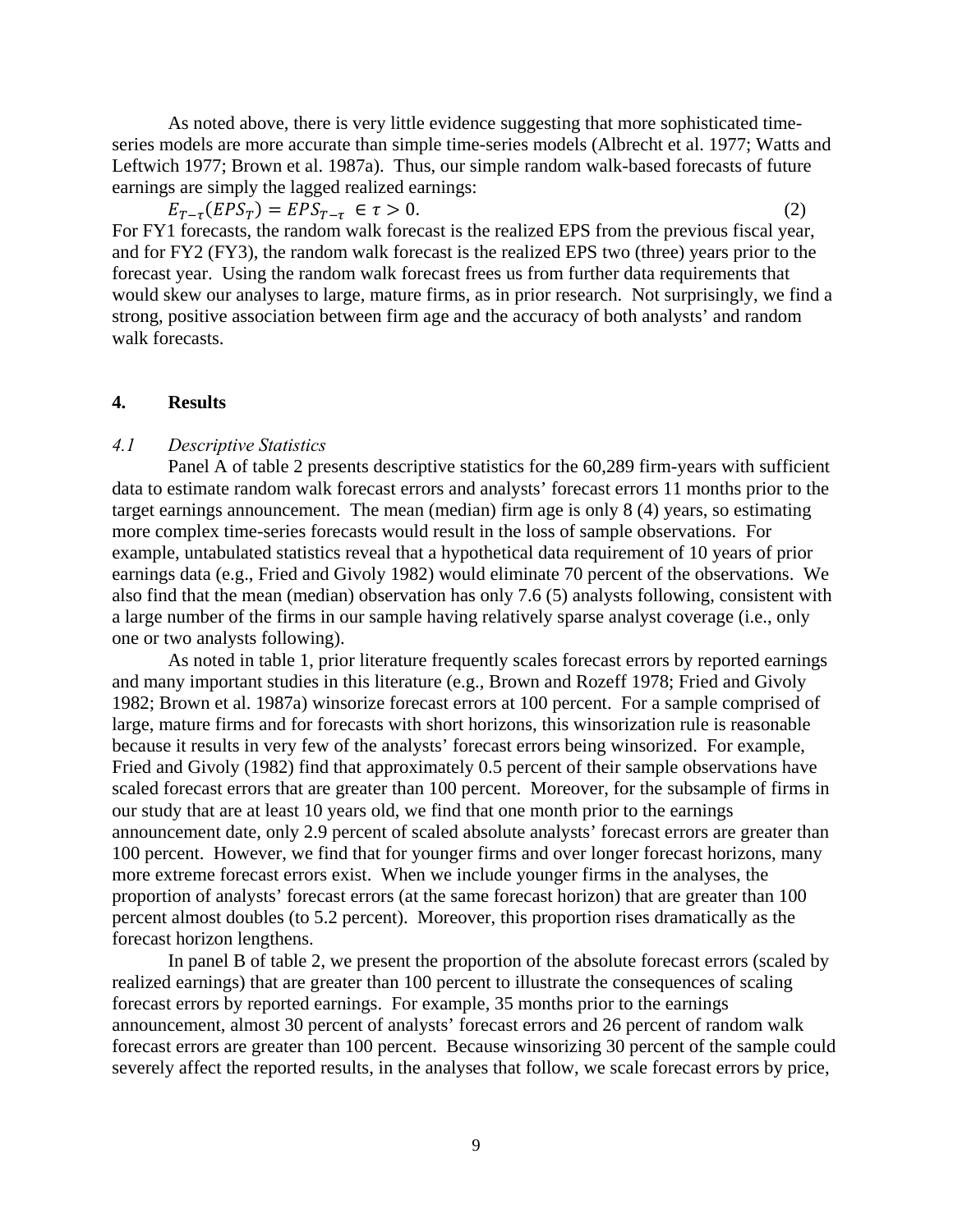As noted above, there is very little evidence suggesting that more sophisticated time-series models are more accurate than simple time-series models (Albrecht et al. 1977; Watts and Leftwich 1977; Brown et al. 1987a). Thus, our simple random walk-based forecasts of future earnings are simply the lagged realized earnings:

$$E_{T-\tau}(EPS_T) = EPS_{T-\tau} \in \tau > 0. \tag{2}$$

For FY1 forecasts, the random walk forecast is the realized EPS from the previous fiscal year, and for FY2 (FY3), the random walk forecast is the realized EPS two (three) years prior to the forecast year. Using the random walk forecast frees us from further data requirements that would skew our analyses to large, mature firms, as in prior research. Not surprisingly, we find a strong, positive association between firm age and the accuracy of both analysts' and random walk forecasts.

## 4. Results

### *4.1 Descriptive Statistics*

Panel A of table 2 presents descriptive statistics for the 60,289 firm-years with sufficient data to estimate random walk forecast errors and analysts' forecast errors 11 months prior to the target earnings announcement. The mean (median) firm age is only 8 (4) years, so estimating more complex time-series forecasts would result in the loss of sample observations. For example, untabulated statistics reveal that a hypothetical data requirement of 10 years of prior earnings data (e.g., Fried and Givoly 1982) would eliminate 70 percent of the observations. We also find that the mean (median) observation has only 7.6 (5) analysts following, consistent with a large number of the firms in our sample having relatively sparse analyst coverage (i.e., only one or two analysts following).

As noted in table 1, prior literature frequently scales forecast errors by reported earnings and many important studies in this literature (e.g., Brown and Rozeff 1978; Fried and Givoly 1982; Brown et al. 1987a) winsorize forecast errors at 100 percent. For a sample comprised of large, mature firms and for forecasts with short horizons, this winsorization rule is reasonable because it results in very few of the analysts' forecast errors being winsorized. For example, Fried and Givoly (1982) find that approximately 0.5 percent of their sample observations have scaled forecast errors that are greater than 100 percent. Moreover, for the subsample of firms in our study that are at least 10 years old, we find that one month prior to the earnings announcement date, only 2.9 percent of scaled absolute analysts' forecast errors are greater than 100 percent. However, we find that for younger firms and over longer forecast horizons, many more extreme forecast errors exist. When we include younger firms in the analyses, the proportion of analysts' forecast errors (at the same forecast horizon) that are greater than 100 percent almost doubles (to 5.2 percent). Moreover, this proportion rises dramatically as the forecast horizon lengthens.

In panel B of table 2, we present the proportion of the absolute forecast errors (scaled by realized earnings) that are greater than 100 percent to illustrate the consequences of scaling forecast errors by reported earnings. For example, 35 months prior to the earnings announcement, almost 30 percent of analysts' forecast errors and 26 percent of random walk forecast errors are greater than 100 percent. Because winsorizing 30 percent of the sample could severely affect the reported results, in the analyses that follow, we scale forecast errors by price,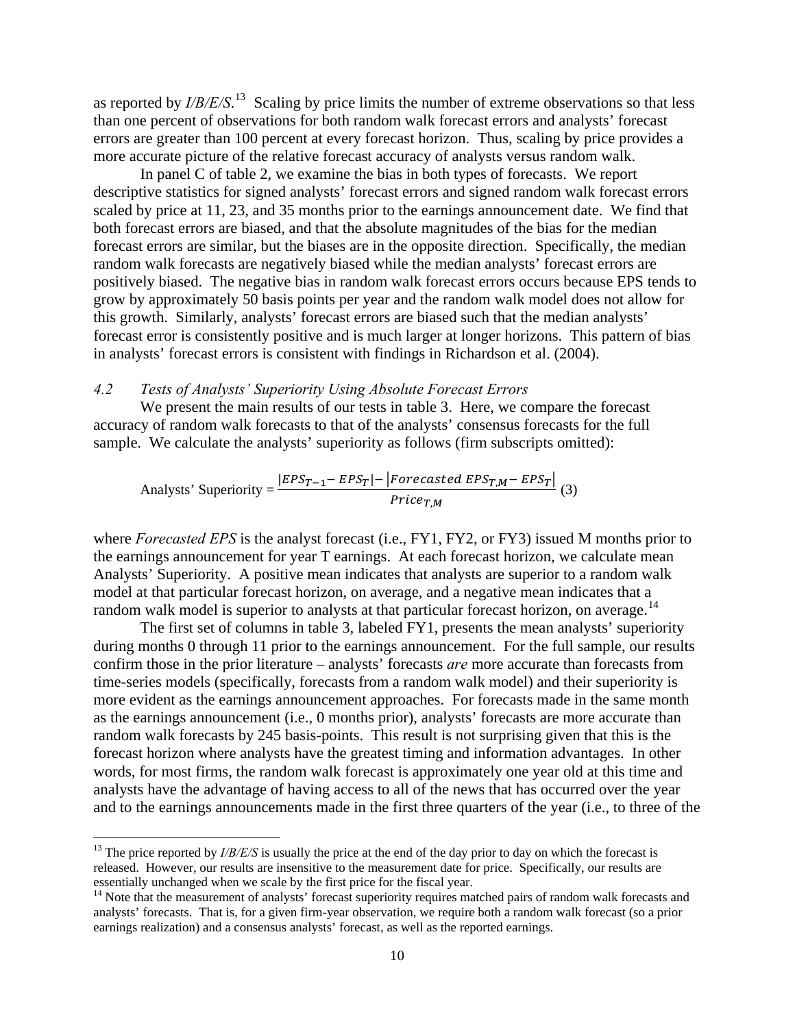as reported by *I/B/E/S*.[13] Scaling by price limits the number of extreme observations so that less than one percent of observations for both random walk forecast errors and analysts' forecast errors are greater than 100 percent at every forecast horizon. Thus, scaling by price provides a more accurate picture of the relative forecast accuracy of analysts versus random walk.

In panel C of table 2, we examine the bias in both types of forecasts. We report descriptive statistics for signed analysts' forecast errors and signed random walk forecast errors scaled by price at 11, 23, and 35 months prior to the earnings announcement date. We find that both forecast errors are biased, and that the absolute magnitudes of the bias for the median forecast errors are similar, but the biases are in the opposite direction. Specifically, the median random walk forecasts are negatively biased while the median analysts' forecast errors are positively biased. The negative bias in random walk forecast errors occurs because EPS tends to grow by approximately 50 basis points per year and the random walk model does not allow for this growth. Similarly, analysts' forecast errors are biased such that the median analysts' forecast error is consistently positive and is much larger at longer horizons. This pattern of bias in analysts' forecast errors is consistent with findings in Richardson et al. (2004).

### *4.2 Tests of Analysts' Superiority Using Absolute Forecast Errors*

We present the main results of our tests in table 3. Here, we compare the forecast accuracy of random walk forecasts to that of the analysts' consensus forecasts for the full sample. We calculate the analysts' superiority as follows (firm subscripts omitted):

$$\text{Analysts' Superiority} = \frac{|EPS_{T-1} - EPS_T| - |Forecasted\ EPS_{T,M} - EPS_T|}{Price_{T,M}} \quad (3)$$

where *Forecasted EPS* is the analyst forecast (i.e., FY1, FY2, or FY3) issued M months prior to the earnings announcement for year T earnings. At each forecast horizon, we calculate mean Analysts' Superiority. A positive mean indicates that analysts are superior to a random walk model at that particular forecast horizon, on average, and a negative mean indicates that a random walk model is superior to analysts at that particular forecast horizon, on average.[14]

The first set of columns in table 3, labeled FY1, presents the mean analysts' superiority during months 0 through 11 prior to the earnings announcement. For the full sample, our results confirm those in the prior literature – analysts' forecasts *are* more accurate than forecasts from time-series models (specifically, forecasts from a random walk model) and their superiority is more evident as the earnings announcement approaches. For forecasts made in the same month as the earnings announcement (i.e., 0 months prior), analysts' forecasts are more accurate than random walk forecasts by 245 basis-points. This result is not surprising given that this is the forecast horizon where analysts have the greatest timing and information advantages. In other words, for most firms, the random walk forecast is approximately one year old at this time and analysts have the advantage of having access to all of the news that has occurred over the year and to the earnings announcements made in the first three quarters of the year (i.e., to three of the

---

[13] The price reported by *I/B/E/S* is usually the price at the end of the day prior to day on which the forecast is released. However, our results are insensitive to the measurement date for price. Specifically, our results are essentially unchanged when we scale by the first price for the fiscal year.

[14] Note that the measurement of analysts' forecast superiority requires matched pairs of random walk forecasts and analysts' forecasts. That is, for a given firm-year observation, we require both a random walk forecast (so a prior earnings realization) and a consensus analysts' forecast, as well as the reported earnings.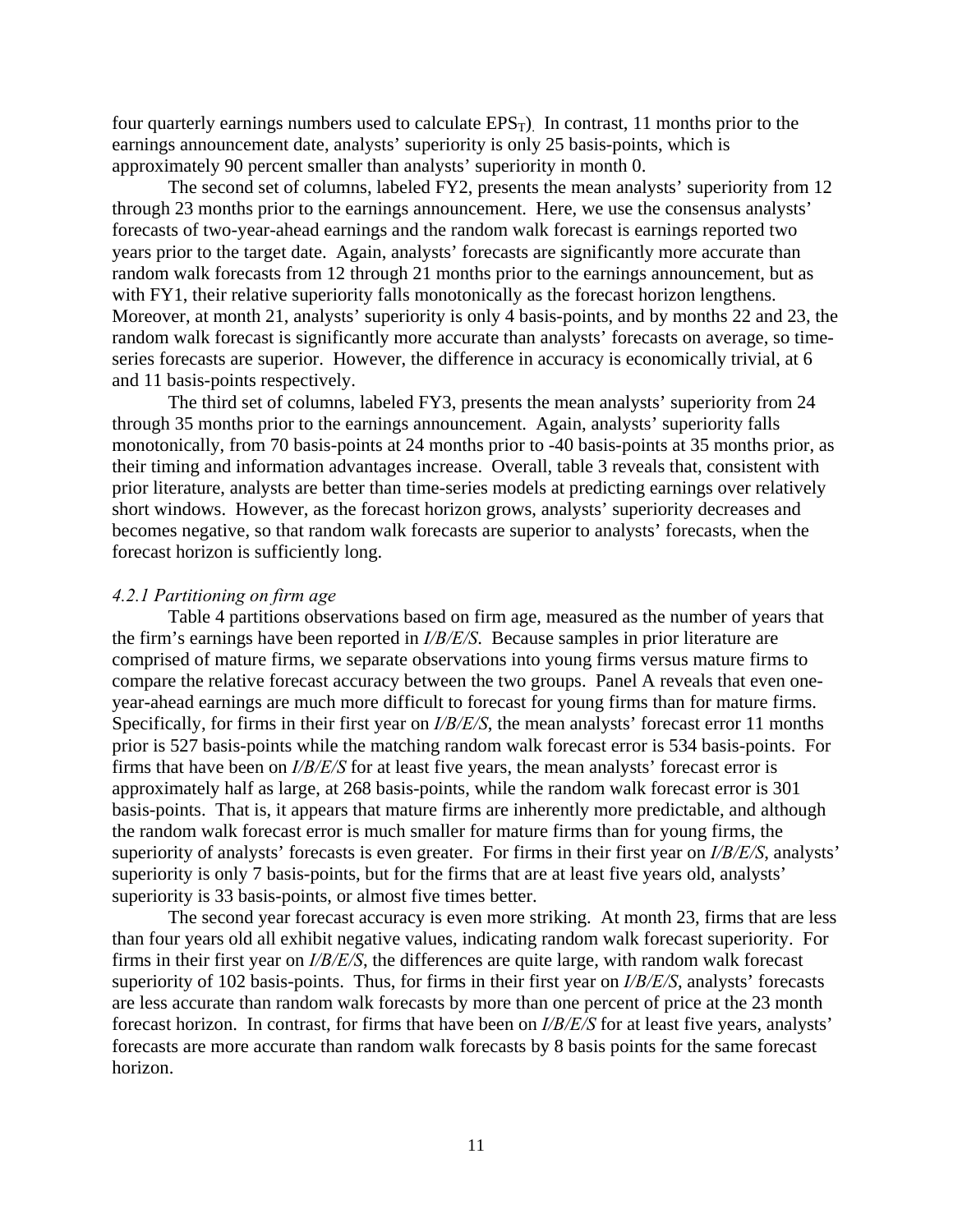four quarterly earnings numbers used to calculate $EPS_T$). In contrast, 11 months prior to the earnings announcement date, analysts' superiority is only 25 basis-points, which is approximately 90 percent smaller than analysts' superiority in month 0.

The second set of columns, labeled FY2, presents the mean analysts' superiority from 12 through 23 months prior to the earnings announcement. Here, we use the consensus analysts' forecasts of two-year-ahead earnings and the random walk forecast is earnings reported two years prior to the target date. Again, analysts' forecasts are significantly more accurate than random walk forecasts from 12 through 21 months prior to the earnings announcement, but as with FY1, their relative superiority falls monotonically as the forecast horizon lengthens. Moreover, at month 21, analysts' superiority is only 4 basis-points, and by months 22 and 23, the random walk forecast is significantly more accurate than analysts' forecasts on average, so time-series forecasts are superior. However, the difference in accuracy is economically trivial, at 6 and 11 basis-points respectively.

The third set of columns, labeled FY3, presents the mean analysts' superiority from 24 through 35 months prior to the earnings announcement. Again, analysts' superiority falls monotonically, from 70 basis-points at 24 months prior to -40 basis-points at 35 months prior, as their timing and information advantages increase. Overall, table 3 reveals that, consistent with prior literature, analysts are better than time-series models at predicting earnings over relatively short windows. However, as the forecast horizon grows, analysts' superiority decreases and becomes negative, so that random walk forecasts are superior to analysts' forecasts, when the forecast horizon is sufficiently long.

### *4.2.1 Partitioning on firm age*

Table 4 partitions observations based on firm age, measured as the number of years that the firm's earnings have been reported in *I/B/E/S*. Because samples in prior literature are comprised of mature firms, we separate observations into young firms versus mature firms to compare the relative forecast accuracy between the two groups. Panel A reveals that even one-year-ahead earnings are much more difficult to forecast for young firms than for mature firms. Specifically, for firms in their first year on *I/B/E/S*, the mean analysts' forecast error 11 months prior is 527 basis-points while the matching random walk forecast error is 534 basis-points. For firms that have been on *I/B/E/S* for at least five years, the mean analysts' forecast error is approximately half as large, at 268 basis-points, while the random walk forecast error is 301 basis-points. That is, it appears that mature firms are inherently more predictable, and although the random walk forecast error is much smaller for mature firms than for young firms, the superiority of analysts' forecasts is even greater. For firms in their first year on *I/B/E/S*, analysts' superiority is only 7 basis-points, but for the firms that are at least five years old, analysts' superiority is 33 basis-points, or almost five times better.

The second year forecast accuracy is even more striking. At month 23, firms that are less than four years old all exhibit negative values, indicating random walk forecast superiority. For firms in their first year on *I/B/E/S*, the differences are quite large, with random walk forecast superiority of 102 basis-points. Thus, for firms in their first year on *I/B/E/S*, analysts' forecasts are less accurate than random walk forecasts by more than one percent of price at the 23 month forecast horizon. In contrast, for firms that have been on *I/B/E/S* for at least five years, analysts' forecasts are more accurate than random walk forecasts by 8 basis points for the same forecast horizon.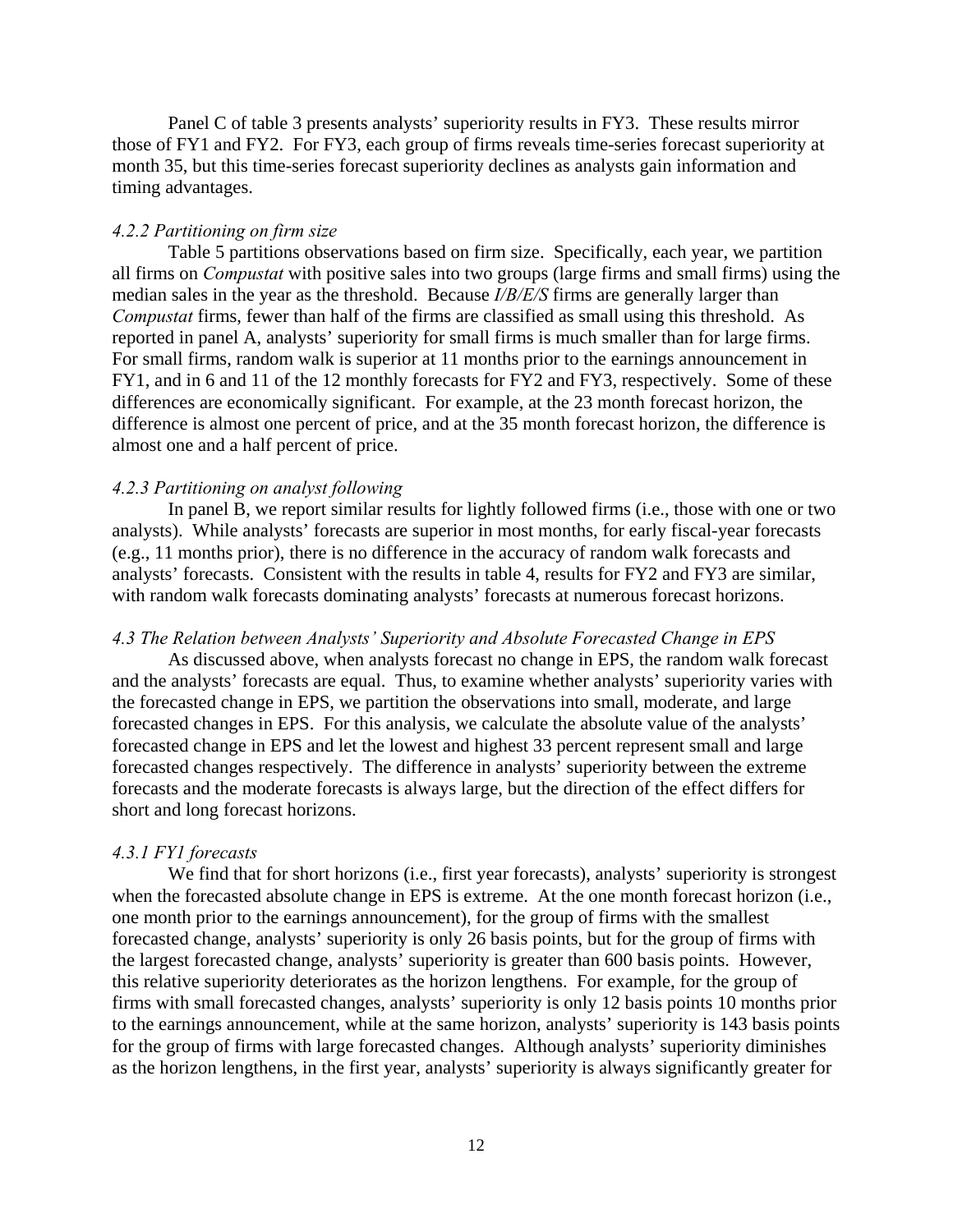Panel C of table 3 presents analysts' superiority results in FY3. These results mirror those of FY1 and FY2. For FY3, each group of firms reveals time-series forecast superiority at month 35, but this time-series forecast superiority declines as analysts gain information and timing advantages.

#### *4.2.2 Partitioning on firm size*

Table 5 partitions observations based on firm size. Specifically, each year, we partition all firms on *Compustat* with positive sales into two groups (large firms and small firms) using the median sales in the year as the threshold. Because *I/B/E/S* firms are generally larger than *Compustat* firms, fewer than half of the firms are classified as small using this threshold. As reported in panel A, analysts' superiority for small firms is much smaller than for large firms. For small firms, random walk is superior at 11 months prior to the earnings announcement in FY1, and in 6 and 11 of the 12 monthly forecasts for FY2 and FY3, respectively. Some of these differences are economically significant. For example, at the 23 month forecast horizon, the difference is almost one percent of price, and at the 35 month forecast horizon, the difference is almost one and a half percent of price.

#### *4.2.3 Partitioning on analyst following*

In panel B, we report similar results for lightly followed firms (i.e., those with one or two analysts). While analysts' forecasts are superior in most months, for early fiscal-year forecasts (e.g., 11 months prior), there is no difference in the accuracy of random walk forecasts and analysts' forecasts. Consistent with the results in table 4, results for FY2 and FY3 are similar, with random walk forecasts dominating analysts' forecasts at numerous forecast horizons.

### *4.3 The Relation between Analysts' Superiority and Absolute Forecasted Change in EPS*

As discussed above, when analysts forecast no change in EPS, the random walk forecast and the analysts' forecasts are equal. Thus, to examine whether analysts' superiority varies with the forecasted change in EPS, we partition the observations into small, moderate, and large forecasted changes in EPS. For this analysis, we calculate the absolute value of the analysts' forecasted change in EPS and let the lowest and highest 33 percent represent small and large forecasted changes respectively. The difference in analysts' superiority between the extreme forecasts and the moderate forecasts is always large, but the direction of the effect differs for short and long forecast horizons.

#### *4.3.1 FY1 forecasts*

We find that for short horizons (i.e., first year forecasts), analysts' superiority is strongest when the forecasted absolute change in EPS is extreme. At the one month forecast horizon (i.e., one month prior to the earnings announcement), for the group of firms with the smallest forecasted change, analysts' superiority is only 26 basis points, but for the group of firms with the largest forecasted change, analysts' superiority is greater than 600 basis points. However, this relative superiority deteriorates as the horizon lengthens. For example, for the group of firms with small forecasted changes, analysts' superiority is only 12 basis points 10 months prior to the earnings announcement, while at the same horizon, analysts' superiority is 143 basis points for the group of firms with large forecasted changes. Although analysts' superiority diminishes as the horizon lengthens, in the first year, analysts' superiority is always significantly greater for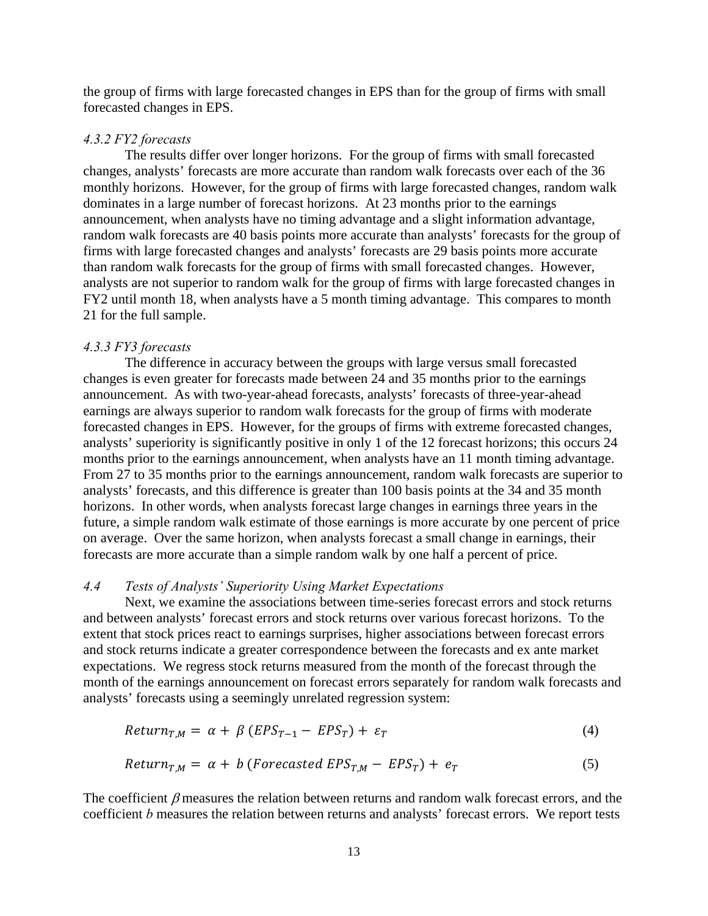the group of firms with large forecasted changes in EPS than for the group of firms with small forecasted changes in EPS.

### *4.3.2 FY2 forecasts*

The results differ over longer horizons. For the group of firms with small forecasted changes, analysts' forecasts are more accurate than random walk forecasts over each of the 36 monthly horizons. However, for the group of firms with large forecasted changes, random walk dominates in a large number of forecast horizons. At 23 months prior to the earnings announcement, when analysts have no timing advantage and a slight information advantage, random walk forecasts are 40 basis points more accurate than analysts' forecasts for the group of firms with large forecasted changes and analysts' forecasts are 29 basis points more accurate than random walk forecasts for the group of firms with small forecasted changes. However, analysts are not superior to random walk for the group of firms with large forecasted changes in FY2 until month 18, when analysts have a 5 month timing advantage. This compares to month 21 for the full sample.

### *4.3.3 FY3 forecasts*

The difference in accuracy between the groups with large versus small forecasted changes is even greater for forecasts made between 24 and 35 months prior to the earnings announcement. As with two-year-ahead forecasts, analysts' forecasts of three-year-ahead earnings are always superior to random walk forecasts for the group of firms with moderate forecasted changes in EPS. However, for the groups of firms with extreme forecasted changes, analysts' superiority is significantly positive in only 1 of the 12 forecast horizons; this occurs 24 months prior to the earnings announcement, when analysts have an 11 month timing advantage. From 27 to 35 months prior to the earnings announcement, random walk forecasts are superior to analysts' forecasts, and this difference is greater than 100 basis points at the 34 and 35 month horizons. In other words, when analysts forecast large changes in earnings three years in the future, a simple random walk estimate of those earnings is more accurate by one percent of price on average. Over the same horizon, when analysts forecast a small change in earnings, their forecasts are more accurate than a simple random walk by one half a percent of price.

## *4.4 Tests of Analysts' Superiority Using Market Expectations*

Next, we examine the associations between time-series forecast errors and stock returns and between analysts' forecast errors and stock returns over various forecast horizons. To the extent that stock prices react to earnings surprises, higher associations between forecast errors and stock returns indicate a greater correspondence between the forecasts and ex ante market expectations. We regress stock returns measured from the month of the forecast through the month of the earnings announcement on forecast errors separately for random walk forecasts and analysts' forecasts using a seemingly unrelated regression system:

$$Return_{T,M} = \alpha + \beta \left(EPS_{T-1} - EPS_T\right) + \varepsilon_T \tag{4}$$

$$Return_{T,M} = \alpha + b \left(Forecasted\ EPS_{T,M} - EPS_T\right) + e_T \tag{5}$$

The coefficient $\beta$ measures the relation between returns and random walk forecast errors, and the coefficient $b$ measures the relation between returns and analysts' forecast errors. We report tests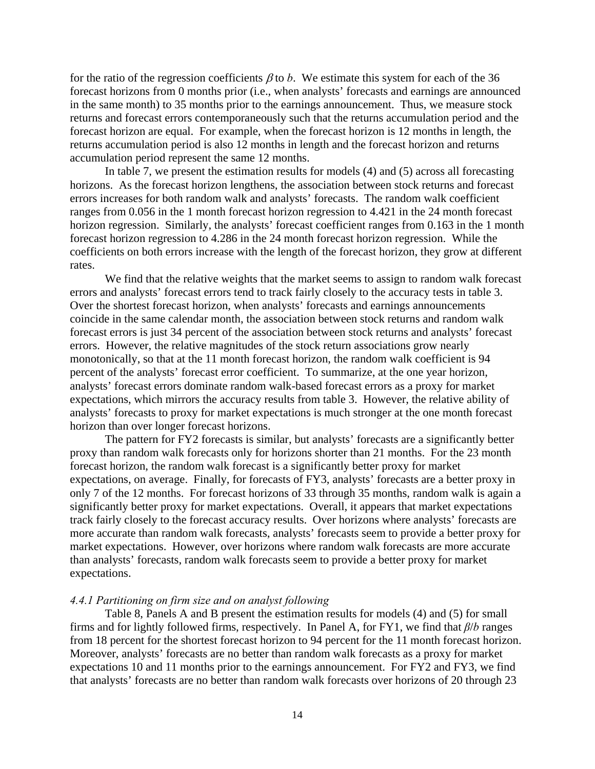for the ratio of the regression coefficients $\beta$ to $b$. We estimate this system for each of the 36 forecast horizons from 0 months prior (i.e., when analysts' forecasts and earnings are announced in the same month) to 35 months prior to the earnings announcement. Thus, we measure stock returns and forecast errors contemporaneously such that the returns accumulation period and the forecast horizon are equal. For example, when the forecast horizon is 12 months in length, the returns accumulation period is also 12 months in length and the forecast horizon and returns accumulation period represent the same 12 months.

In table 7, we present the estimation results for models (4) and (5) across all forecasting horizons. As the forecast horizon lengthens, the association between stock returns and forecast errors increases for both random walk and analysts' forecasts. The random walk coefficient ranges from 0.056 in the 1 month forecast horizon regression to 4.421 in the 24 month forecast horizon regression. Similarly, the analysts' forecast coefficient ranges from 0.163 in the 1 month forecast horizon regression to 4.286 in the 24 month forecast horizon regression. While the coefficients on both errors increase with the length of the forecast horizon, they grow at different rates.

We find that the relative weights that the market seems to assign to random walk forecast errors and analysts' forecast errors tend to track fairly closely to the accuracy tests in table 3. Over the shortest forecast horizon, when analysts' forecasts and earnings announcements coincide in the same calendar month, the association between stock returns and random walk forecast errors is just 34 percent of the association between stock returns and analysts' forecast errors. However, the relative magnitudes of the stock return associations grow nearly monotonically, so that at the 11 month forecast horizon, the random walk coefficient is 94 percent of the analysts' forecast error coefficient. To summarize, at the one year horizon, analysts' forecast errors dominate random walk-based forecast errors as a proxy for market expectations, which mirrors the accuracy results from table 3. However, the relative ability of analysts' forecasts to proxy for market expectations is much stronger at the one month forecast horizon than over longer forecast horizons.

The pattern for FY2 forecasts is similar, but analysts' forecasts are a significantly better proxy than random walk forecasts only for horizons shorter than 21 months. For the 23 month forecast horizon, the random walk forecast is a significantly better proxy for market expectations, on average. Finally, for forecasts of FY3, analysts' forecasts are a better proxy in only 7 of the 12 months. For forecast horizons of 33 through 35 months, random walk is again a significantly better proxy for market expectations. Overall, it appears that market expectations track fairly closely to the forecast accuracy results. Over horizons where analysts' forecasts are more accurate than random walk forecasts, analysts' forecasts seem to provide a better proxy for market expectations. However, over horizons where random walk forecasts are more accurate than analysts' forecasts, random walk forecasts seem to provide a better proxy for market expectations.

#### *4.4.1 Partitioning on firm size and on analyst following*

Table 8, Panels A and B present the estimation results for models (4) and (5) for small firms and for lightly followed firms, respectively. In Panel A, for FY1, we find that $\beta/b$ ranges from 18 percent for the shortest forecast horizon to 94 percent for the 11 month forecast horizon. Moreover, analysts' forecasts are no better than random walk forecasts as a proxy for market expectations 10 and 11 months prior to the earnings announcement. For FY2 and FY3, we find that analysts' forecasts are no better than random walk forecasts over horizons of 20 through 23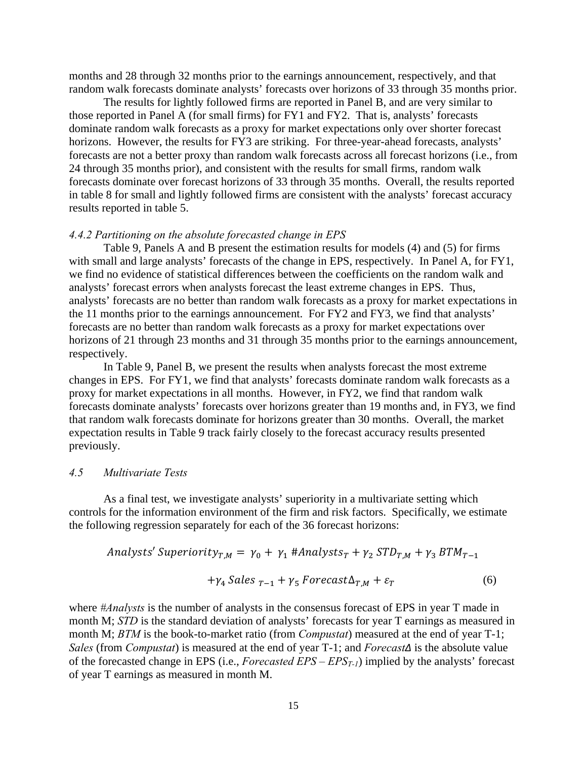months and 28 through 32 months prior to the earnings announcement, respectively, and that random walk forecasts dominate analysts' forecasts over horizons of 33 through 35 months prior.

The results for lightly followed firms are reported in Panel B, and are very similar to those reported in Panel A (for small firms) for FY1 and FY2. That is, analysts' forecasts dominate random walk forecasts as a proxy for market expectations only over shorter forecast horizons. However, the results for FY3 are striking. For three-year-ahead forecasts, analysts' forecasts are not a better proxy than random walk forecasts across all forecast horizons (i.e., from 24 through 35 months prior), and consistent with the results for small firms, random walk forecasts dominate over forecast horizons of 33 through 35 months. Overall, the results reported in table 8 for small and lightly followed firms are consistent with the analysts' forecast accuracy results reported in table 5.

### *4.4.2 Partitioning on the absolute forecasted change in EPS*

Table 9, Panels A and B present the estimation results for models (4) and (5) for firms with small and large analysts' forecasts of the change in EPS, respectively. In Panel A, for FY1, we find no evidence of statistical differences between the coefficients on the random walk and analysts' forecast errors when analysts forecast the least extreme changes in EPS. Thus, analysts' forecasts are no better than random walk forecasts as a proxy for market expectations in the 11 months prior to the earnings announcement. For FY2 and FY3, we find that analysts' forecasts are no better than random walk forecasts as a proxy for market expectations over horizons of 21 through 23 months and 31 through 35 months prior to the earnings announcement, respectively.

In Table 9, Panel B, we present the results when analysts forecast the most extreme changes in EPS. For FY1, we find that analysts' forecasts dominate random walk forecasts as a proxy for market expectations in all months. However, in FY2, we find that random walk forecasts dominate analysts' forecasts over horizons greater than 19 months and, in FY3, we find that random walk forecasts dominate for horizons greater than 30 months. Overall, the market expectation results in Table 9 track fairly closely to the forecast accuracy results presented previously.

## *4.5 Multivariate Tests*

As a final test, we investigate analysts' superiority in a multivariate setting which controls for the information environment of the firm and risk factors. Specifically, we estimate the following regression separately for each of the 36 forecast horizons:

$$Analysts'\,Superiority_{T,M} = \gamma_0 + \gamma_1\,\#Analysts_T + \gamma_2\,STD_{T,M} + \gamma_3\,BTM_{T-1} + \gamma_4\,Sales_{\,T-1} + \gamma_5\,Forecast\Delta_{T,M} + \varepsilon_T \qquad (6)$$

where *#Analysts* is the number of analysts in the consensus forecast of EPS in year T made in month M; *STD* is the standard deviation of analysts' forecasts for year T earnings as measured in month M; *BTM* is the book-to-market ratio (from *Compustat*) measured at the end of year T-1; *Sales* (from *Compustat*) is measured at the end of year T-1; and *Forecast∆* is the absolute value of the forecasted change in EPS (i.e., *Forecasted EPS* – $EPS_{T-1}$) implied by the analysts' forecast of year T earnings as measured in month M.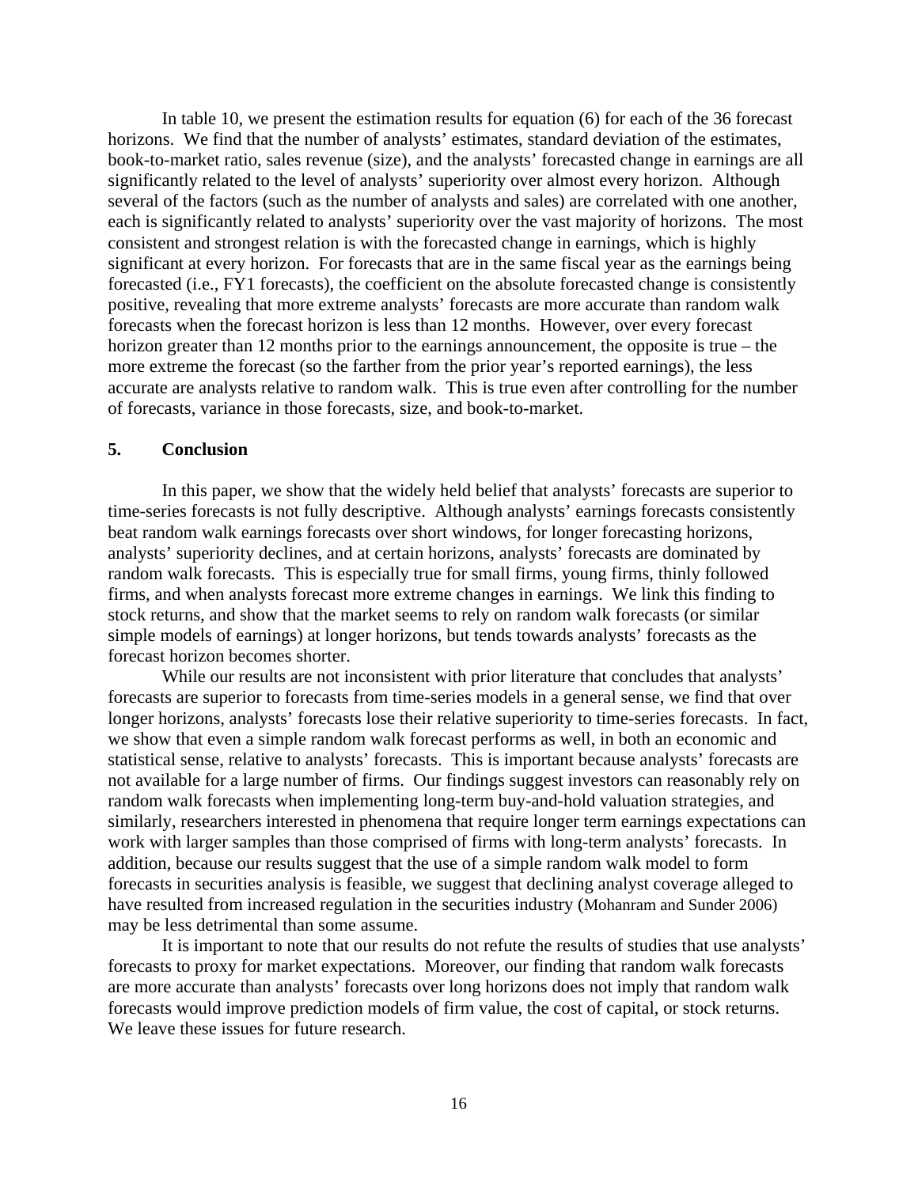In table 10, we present the estimation results for equation (6) for each of the 36 forecast horizons. We find that the number of analysts' estimates, standard deviation of the estimates, book-to-market ratio, sales revenue (size), and the analysts' forecasted change in earnings are all significantly related to the level of analysts' superiority over almost every horizon. Although several of the factors (such as the number of analysts and sales) are correlated with one another, each is significantly related to analysts' superiority over the vast majority of horizons. The most consistent and strongest relation is with the forecasted change in earnings, which is highly significant at every horizon. For forecasts that are in the same fiscal year as the earnings being forecasted (i.e., FY1 forecasts), the coefficient on the absolute forecasted change is consistently positive, revealing that more extreme analysts' forecasts are more accurate than random walk forecasts when the forecast horizon is less than 12 months. However, over every forecast horizon greater than 12 months prior to the earnings announcement, the opposite is true – the more extreme the forecast (so the farther from the prior year's reported earnings), the less accurate are analysts relative to random walk. This is true even after controlling for the number of forecasts, variance in those forecasts, size, and book-to-market.

## 5. Conclusion

In this paper, we show that the widely held belief that analysts' forecasts are superior to time-series forecasts is not fully descriptive. Although analysts' earnings forecasts consistently beat random walk earnings forecasts over short windows, for longer forecasting horizons, analysts' superiority declines, and at certain horizons, analysts' forecasts are dominated by random walk forecasts. This is especially true for small firms, young firms, thinly followed firms, and when analysts forecast more extreme changes in earnings. We link this finding to stock returns, and show that the market seems to rely on random walk forecasts (or similar simple models of earnings) at longer horizons, but tends towards analysts' forecasts as the forecast horizon becomes shorter.

While our results are not inconsistent with prior literature that concludes that analysts' forecasts are superior to forecasts from time-series models in a general sense, we find that over longer horizons, analysts' forecasts lose their relative superiority to time-series forecasts. In fact, we show that even a simple random walk forecast performs as well, in both an economic and statistical sense, relative to analysts' forecasts. This is important because analysts' forecasts are not available for a large number of firms. Our findings suggest investors can reasonably rely on random walk forecasts when implementing long-term buy-and-hold valuation strategies, and similarly, researchers interested in phenomena that require longer term earnings expectations can work with larger samples than those comprised of firms with long-term analysts' forecasts. In addition, because our results suggest that the use of a simple random walk model to form forecasts in securities analysis is feasible, we suggest that declining analyst coverage alleged to have resulted from increased regulation in the securities industry (Mohanram and Sunder 2006) may be less detrimental than some assume.

It is important to note that our results do not refute the results of studies that use analysts' forecasts to proxy for market expectations. Moreover, our finding that random walk forecasts are more accurate than analysts' forecasts over long horizons does not imply that random walk forecasts would improve prediction models of firm value, the cost of capital, or stock returns. We leave these issues for future research.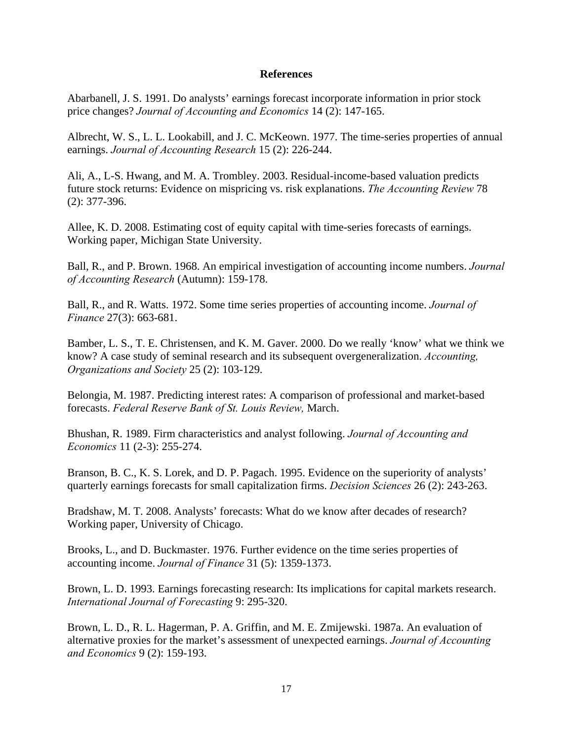# References

Abarbanell, J. S. 1991. Do analysts' earnings forecast incorporate information in prior stock price changes? *Journal of Accounting and Economics* 14 (2): 147-165.

Albrecht, W. S., L. L. Lookabill, and J. C. McKeown. 1977. The time-series properties of annual earnings. *Journal of Accounting Research* 15 (2): 226-244.

Ali, A., L-S. Hwang, and M. A. Trombley. 2003. Residual-income-based valuation predicts future stock returns: Evidence on mispricing vs. risk explanations. *The Accounting Review* 78 (2): 377-396.

Allee, K. D. 2008. Estimating cost of equity capital with time-series forecasts of earnings. Working paper, Michigan State University.

Ball, R., and P. Brown. 1968. An empirical investigation of accounting income numbers. *Journal of Accounting Research* (Autumn): 159-178.

Ball, R., and R. Watts. 1972. Some time series properties of accounting income. *Journal of Finance* 27(3): 663-681.

Bamber, L. S., T. E. Christensen, and K. M. Gaver. 2000. Do we really 'know' what we think we know? A case study of seminal research and its subsequent overgeneralization. *Accounting, Organizations and Society* 25 (2): 103-129.

Belongia, M. 1987. Predicting interest rates: A comparison of professional and market-based forecasts. *Federal Reserve Bank of St. Louis Review,* March.

Bhushan, R. 1989. Firm characteristics and analyst following. *Journal of Accounting and Economics* 11 (2-3): 255-274.

Branson, B. C., K. S. Lorek, and D. P. Pagach. 1995. Evidence on the superiority of analysts' quarterly earnings forecasts for small capitalization firms. *Decision Sciences* 26 (2): 243-263.

Bradshaw, M. T. 2008. Analysts' forecasts: What do we know after decades of research? Working paper, University of Chicago.

Brooks, L., and D. Buckmaster. 1976. Further evidence on the time series properties of accounting income. *Journal of Finance* 31 (5): 1359-1373.

Brown, L. D. 1993. Earnings forecasting research: Its implications for capital markets research. *International Journal of Forecasting* 9: 295-320.

Brown, L. D., R. L. Hagerman, P. A. Griffin, and M. E. Zmijewski. 1987a. An evaluation of alternative proxies for the market's assessment of unexpected earnings. *Journal of Accounting and Economics* 9 (2): 159-193.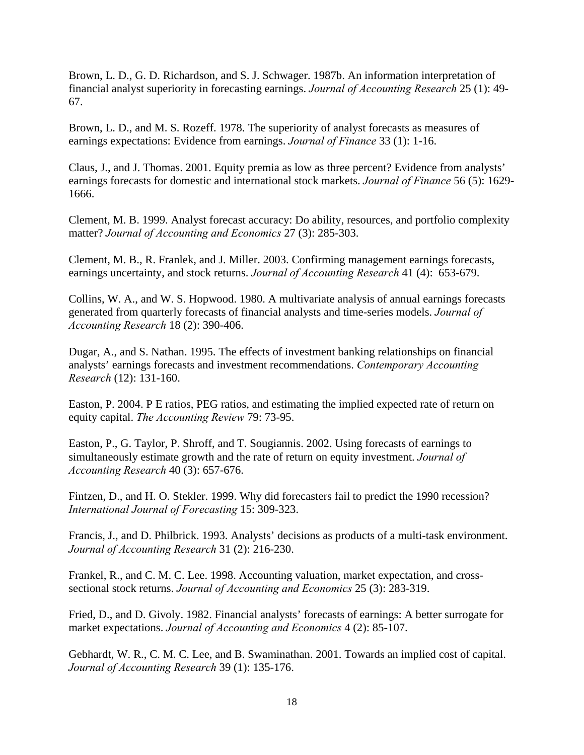Brown, L. D., G. D. Richardson, and S. J. Schwager. 1987b. An information interpretation of financial analyst superiority in forecasting earnings. *Journal of Accounting Research* 25 (1): 49-67.

Brown, L. D., and M. S. Rozeff. 1978. The superiority of analyst forecasts as measures of earnings expectations: Evidence from earnings. *Journal of Finance* 33 (1): 1-16.

Claus, J., and J. Thomas. 2001. Equity premia as low as three percent? Evidence from analysts' earnings forecasts for domestic and international stock markets. *Journal of Finance* 56 (5): 1629-1666.

Clement, M. B. 1999. Analyst forecast accuracy: Do ability, resources, and portfolio complexity matter? *Journal of Accounting and Economics* 27 (3): 285-303.

Clement, M. B., R. Franlek, and J. Miller. 2003. Confirming management earnings forecasts, earnings uncertainty, and stock returns. *Journal of Accounting Research* 41 (4): 653-679.

Collins, W. A., and W. S. Hopwood. 1980. A multivariate analysis of annual earnings forecasts generated from quarterly forecasts of financial analysts and time-series models. *Journal of Accounting Research* 18 (2): 390-406.

Dugar, A., and S. Nathan. 1995. The effects of investment banking relationships on financial analysts' earnings forecasts and investment recommendations. *Contemporary Accounting Research* (12): 131-160.

Easton, P. 2004. P E ratios, PEG ratios, and estimating the implied expected rate of return on equity capital. *The Accounting Review* 79: 73-95.

Easton, P., G. Taylor, P. Shroff, and T. Sougiannis. 2002. Using forecasts of earnings to simultaneously estimate growth and the rate of return on equity investment. *Journal of Accounting Research* 40 (3): 657-676.

Fintzen, D., and H. O. Stekler. 1999. Why did forecasters fail to predict the 1990 recession? *International Journal of Forecasting* 15: 309-323.

Francis, J., and D. Philbrick. 1993. Analysts' decisions as products of a multi-task environment. *Journal of Accounting Research* 31 (2): 216-230.

Frankel, R., and C. M. C. Lee. 1998. Accounting valuation, market expectation, and cross-sectional stock returns. *Journal of Accounting and Economics* 25 (3): 283-319.

Fried, D., and D. Givoly. 1982. Financial analysts' forecasts of earnings: A better surrogate for market expectations. *Journal of Accounting and Economics* 4 (2): 85-107.

Gebhardt, W. R., C. M. C. Lee, and B. Swaminathan. 2001. Towards an implied cost of capital. *Journal of Accounting Research* 39 (1): 135-176.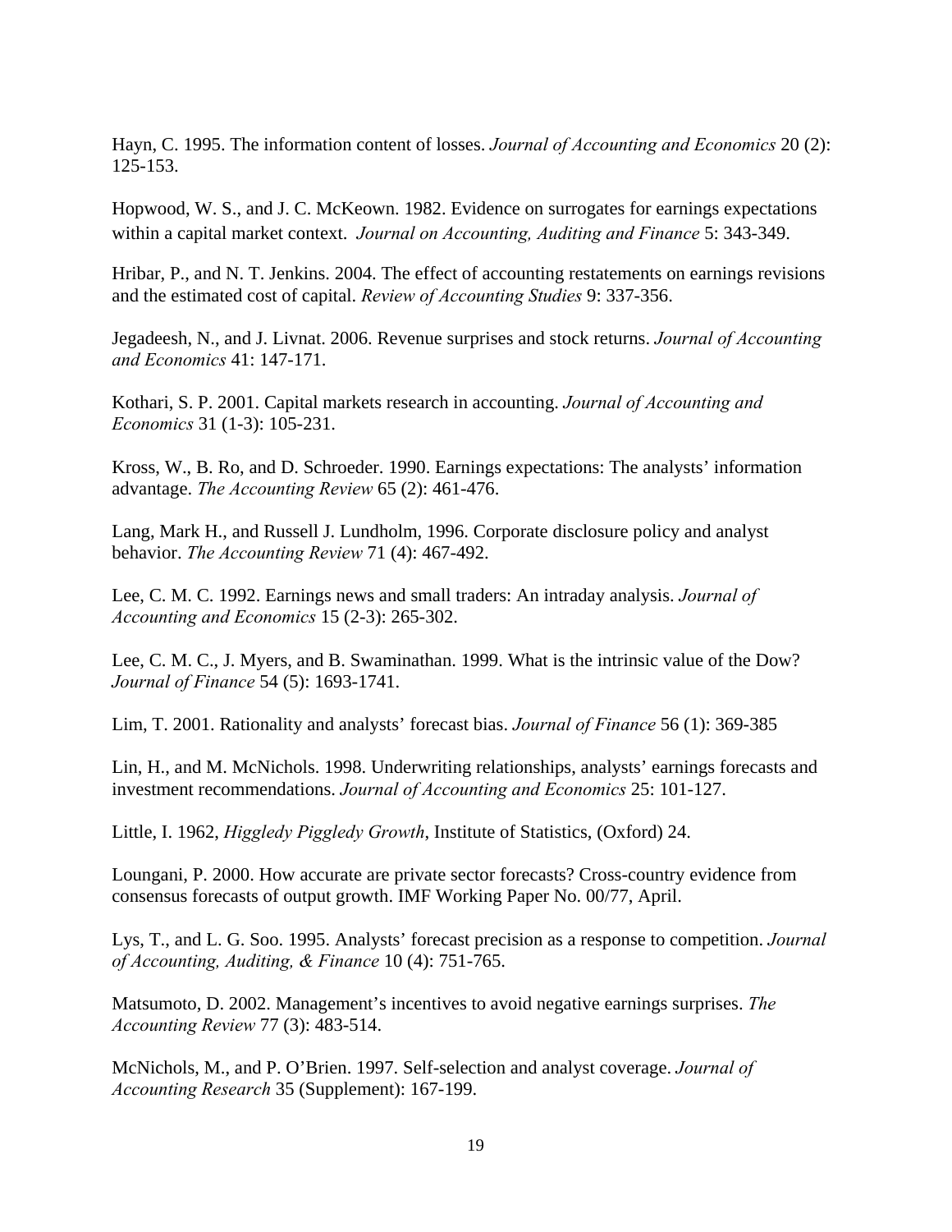Hayn, C. 1995. The information content of losses. *Journal of Accounting and Economics* 20 (2): 125-153.

Hopwood, W. S., and J. C. McKeown. 1982. Evidence on surrogates for earnings expectations within a capital market context. *Journal on Accounting, Auditing and Finance* 5: 343-349.

Hribar, P., and N. T. Jenkins. 2004. The effect of accounting restatements on earnings revisions and the estimated cost of capital. *Review of Accounting Studies* 9: 337-356.

Jegadeesh, N., and J. Livnat. 2006. Revenue surprises and stock returns. *Journal of Accounting and Economics* 41: 147-171.

Kothari, S. P. 2001. Capital markets research in accounting. *Journal of Accounting and Economics* 31 (1-3): 105-231.

Kross, W., B. Ro, and D. Schroeder. 1990. Earnings expectations: The analysts' information advantage. *The Accounting Review* 65 (2): 461-476.

Lang, Mark H., and Russell J. Lundholm, 1996. Corporate disclosure policy and analyst behavior. *The Accounting Review* 71 (4): 467-492.

Lee, C. M. C. 1992. Earnings news and small traders: An intraday analysis. *Journal of Accounting and Economics* 15 (2-3): 265-302.

Lee, C. M. C., J. Myers, and B. Swaminathan. 1999. What is the intrinsic value of the Dow? *Journal of Finance* 54 (5): 1693-1741.

Lim, T. 2001. Rationality and analysts' forecast bias. *Journal of Finance* 56 (1): 369-385

Lin, H., and M. McNichols. 1998. Underwriting relationships, analysts' earnings forecasts and investment recommendations. *Journal of Accounting and Economics* 25: 101-127.

Little, I. 1962, *Higgledy Piggledy Growth*, Institute of Statistics, (Oxford) 24.

Loungani, P. 2000. How accurate are private sector forecasts? Cross-country evidence from consensus forecasts of output growth. IMF Working Paper No. 00/77, April.

Lys, T., and L. G. Soo. 1995. Analysts' forecast precision as a response to competition. *Journal of Accounting, Auditing, & Finance* 10 (4): 751-765.

Matsumoto, D. 2002. Management's incentives to avoid negative earnings surprises. *The Accounting Review* 77 (3): 483-514.

McNichols, M., and P. O'Brien. 1997. Self-selection and analyst coverage. *Journal of Accounting Research* 35 (Supplement): 167-199.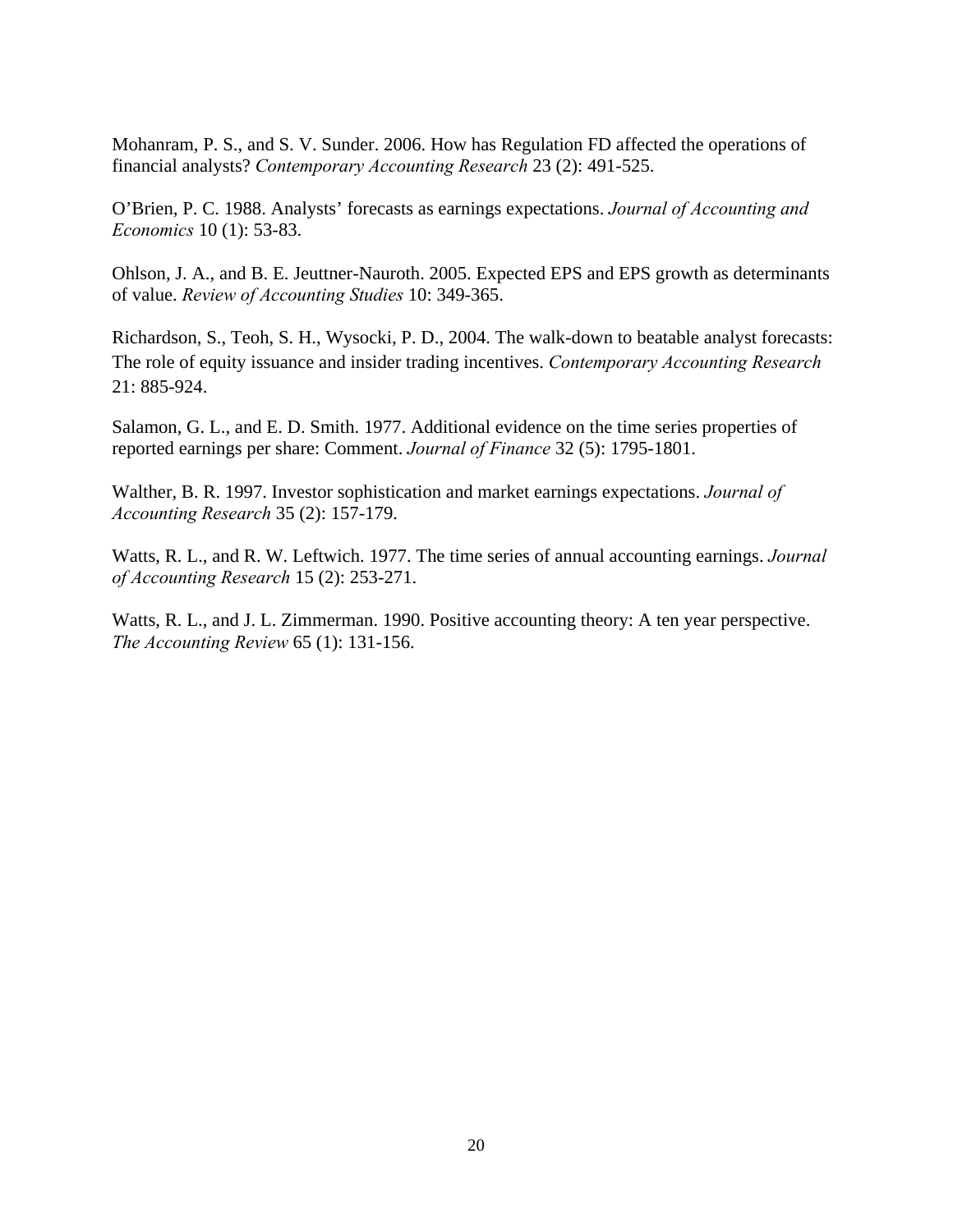Mohanram, P. S., and S. V. Sunder. 2006. How has Regulation FD affected the operations of financial analysts? *Contemporary Accounting Research* 23 (2): 491-525.

O'Brien, P. C. 1988. Analysts' forecasts as earnings expectations. *Journal of Accounting and Economics* 10 (1): 53-83.

Ohlson, J. A., and B. E. Jeuttner-Nauroth. 2005. Expected EPS and EPS growth as determinants of value. *Review of Accounting Studies* 10: 349-365.

Richardson, S., Teoh, S. H., Wysocki, P. D., 2004. The walk-down to beatable analyst forecasts: The role of equity issuance and insider trading incentives. *Contemporary Accounting Research* 21: 885-924.

Salamon, G. L., and E. D. Smith. 1977. Additional evidence on the time series properties of reported earnings per share: Comment. *Journal of Finance* 32 (5): 1795-1801.

Walther, B. R. 1997. Investor sophistication and market earnings expectations. *Journal of Accounting Research* 35 (2): 157-179.

Watts, R. L., and R. W. Leftwich. 1977. The time series of annual accounting earnings. *Journal of Accounting Research* 15 (2): 253-271.

Watts, R. L., and J. L. Zimmerman. 1990. Positive accounting theory: A ten year perspective. *The Accounting Review* 65 (1): 131-156.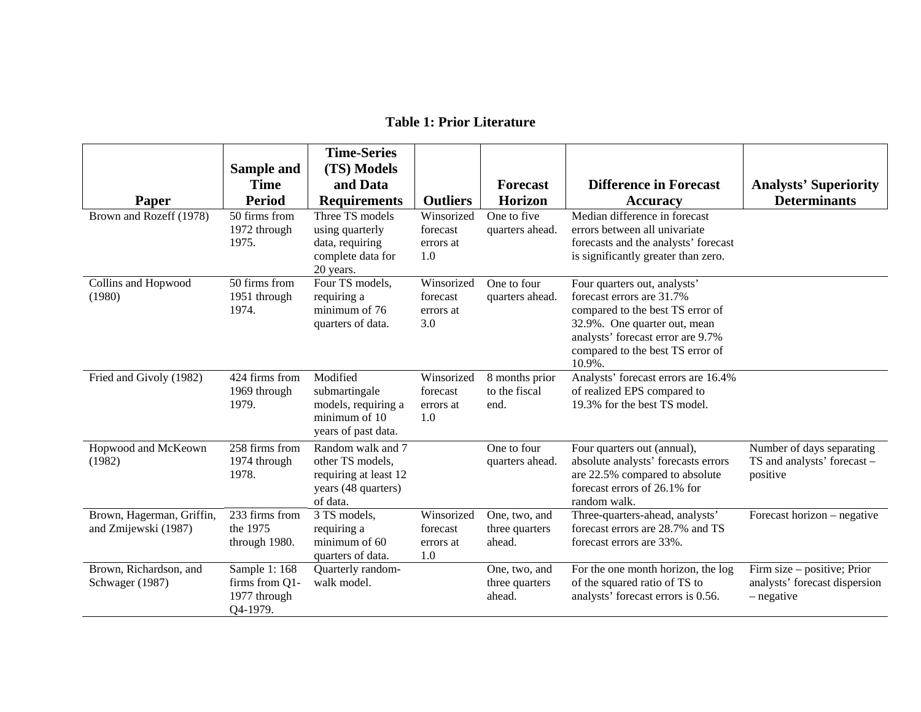**Table 1: Prior Literature**

| Paper | Sample and Time Period | Time-Series (TS) Models and Data Requirements | Outliers | Forecast Horizon | Difference in Forecast Accuracy | Analysts' Superiority Determinants |
|---|---|---|---|---|---|---|
| Brown and Rozeff (1978) | 50 firms from 1972 through 1975. | Three TS models using quarterly data, requiring complete data for 20 years. | Winsorized forecast errors at 1.0 | One to five quarters ahead. | Median difference in forecast errors between all univariate forecasts and the analysts' forecast is significantly greater than zero. | |
| Collins and Hopwood (1980) | 50 firms from 1951 through 1974. | Four TS models, requiring a minimum of 76 quarters of data. | Winsorized forecast errors at 3.0 | One to four quarters ahead. | Four quarters out, analysts' forecast errors are 31.7% compared to the best TS error of 32.9%. One quarter out, mean analysts' forecast error are 9.7% compared to the best TS error of 10.9%. | |
| Fried and Givoly (1982) | 424 firms from 1969 through 1979. | Modified submartingale models, requiring a minimum of 10 years of past data. | Winsorized forecast errors at 1.0 | 8 months prior to the fiscal end. | Analysts' forecast errors are 16.4% of realized EPS compared to 19.3% for the best TS model. | |
| Hopwood and McKeown (1982) | 258 firms from 1974 through 1978. | Random walk and 7 other TS models, requiring at least 12 years (48 quarters) of data. | | One to four quarters ahead. | Four quarters out (annual), absolute analysts' forecasts errors are 22.5% compared to absolute forecast errors of 26.1% for random walk. | Number of days separating TS and analysts' forecast – positive |
| Brown, Hagerman, Griffin, and Zmijewski (1987) | 233 firms from the 1975 through 1980. | 3 TS models, requiring a minimum of 60 quarters of data. | Winsorized forecast errors at 1.0 | One, two, and three quarters ahead. | Three-quarters-ahead, analysts' forecast errors are 28.7% and TS forecast errors are 33%. | Forecast horizon – negative |
| Brown, Richardson, and Schwager (1987) | Sample 1: 168 firms from Q1-1977 through Q4-1979. | Quarterly random-walk model. | | One, two, and three quarters ahead. | For the one month horizon, the log of the squared ratio of TS to analysts' forecast errors is 0.56. | Firm size – positive; Prior analysts' forecast dispersion – negative |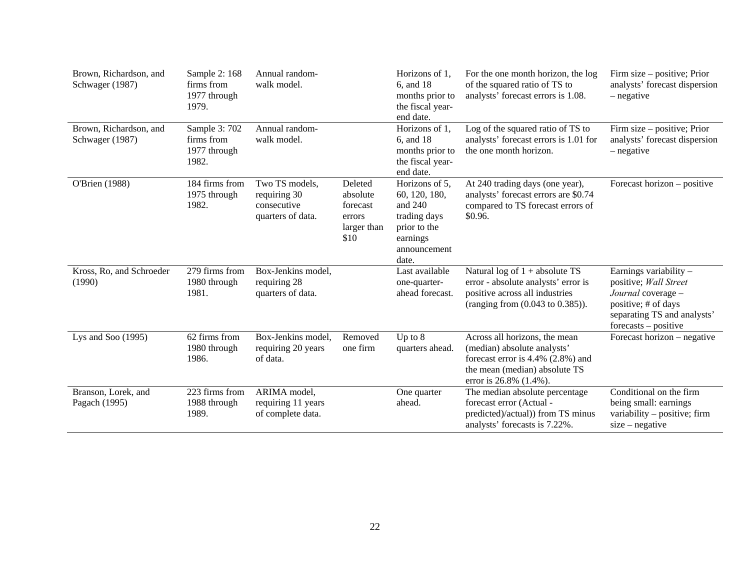| | | | | | | |
|---|---|---|---|---|---|---|
| Brown, Richardson, and Schwager (1987) | Sample 2: 168 firms from 1977 through 1979. | Annual random-walk model. | | Horizons of 1, 6, and 18 months prior to the fiscal year-end date. | For the one month horizon, the log of the squared ratio of TS to analysts' forecast errors is 1.08. | Firm size – positive; Prior analysts' forecast dispersion – negative |
| Brown, Richardson, and Schwager (1987) | Sample 3: 702 firms from 1977 through 1982. | Annual random-walk model. | | Horizons of 1, 6, and 18 months prior to the fiscal year-end date. | Log of the squared ratio of TS to analysts' forecast errors is 1.01 for the one month horizon. | Firm size – positive; Prior analysts' forecast dispersion – negative |
| O'Brien (1988) | 184 firms from 1975 through 1982. | Two TS models, requiring 30 consecutive quarters of data. | Deleted absolute forecast errors larger than $10 | Horizons of 5, 60, 120, 180, and 240 trading days prior to the earnings announcement date. | At 240 trading days (one year), analysts' forecast errors are $0.74 compared to TS forecast errors of $0.96. | Forecast horizon – positive |
| Kross, Ro, and Schroeder (1990) | 279 firms from 1980 through 1981. | Box-Jenkins model, requiring 28 quarters of data. | | Last available one-quarter-ahead forecast. | Natural log of 1 + absolute TS error - absolute analysts' error is positive across all industries (ranging from (0.043 to 0.385)). | Earnings variability – positive; *Wall Street Journal* coverage – positive; # of days separating TS and analysts' forecasts – positive |
| Lys and Soo (1995) | 62 firms from 1980 through 1986. | Box-Jenkins model, requiring 20 years of data. | Removed one firm | Up to 8 quarters ahead. | Across all horizons, the mean (median) absolute analysts' forecast error is 4.4% (2.8%) and the mean (median) absolute TS error is 26.8% (1.4%). | Forecast horizon – negative |
| Branson, Lorek, and Pagach (1995) | 223 firms from 1988 through 1989. | ARIMA model, requiring 11 years of complete data. | | One quarter ahead. | The median absolute percentage forecast error (Actual - predicted)/actual)) from TS minus analysts' forecasts is 7.22%. | Conditional on the firm being small: earnings variability – positive; firm size – negative |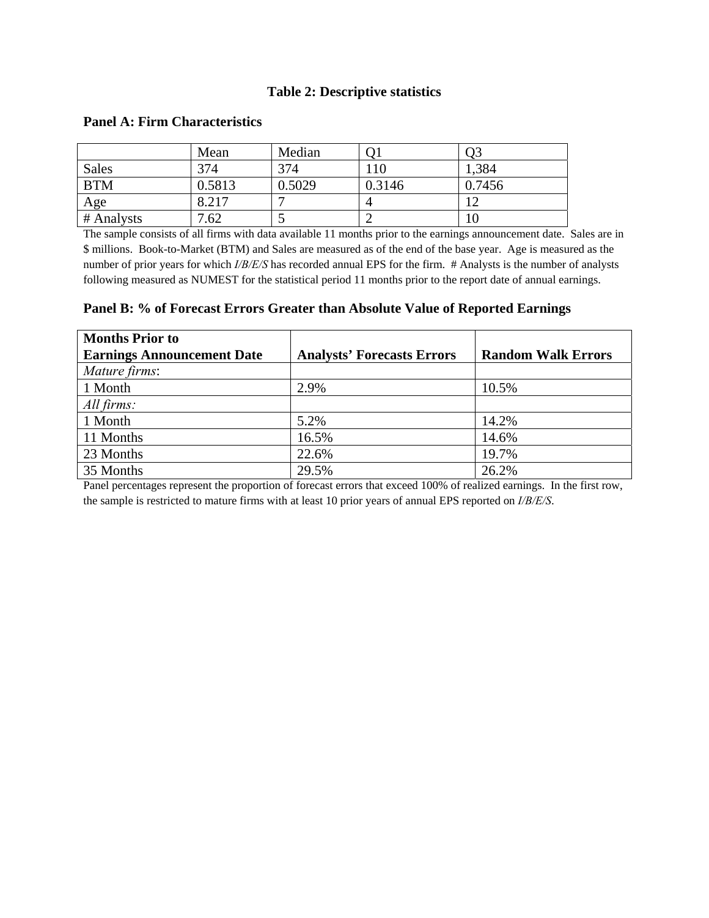## Table 2: Descriptive statistics

### Panel A: Firm Characteristics

| | Mean | Median | Q1 | Q3 |
|---|---|---|---|---|
| Sales | 374 | 374 | 110 | 1,384 |
| BTM | 0.5813 | 0.5029 | 0.3146 | 0.7456 |
| Age | 8.217 | 7 | 4 | 12 |
| # Analysts | 7.62 | 5 | 2 | 10 |

The sample consists of all firms with data available 11 months prior to the earnings announcement date. Sales are in $ millions. Book-to-Market (BTM) and Sales are measured as of the end of the base year. Age is measured as the number of prior years for which *I/B/E/S* has recorded annual EPS for the firm. # Analysts is the number of analysts following measured as NUMEST for the statistical period 11 months prior to the report date of annual earnings.

### Panel B: % of Forecast Errors Greater than Absolute Value of Reported Earnings

| Months Prior to Earnings Announcement Date | Analysts' Forecasts Errors | Random Walk Errors |
|---|---|---|
| *Mature firms*: | | |
| 1 Month | 2.9% | 10.5% |
| *All firms:* | | |
| 1 Month | 5.2% | 14.2% |
| 11 Months | 16.5% | 14.6% |
| 23 Months | 22.6% | 19.7% |
| 35 Months | 29.5% | 26.2% |

Panel percentages represent the proportion of forecast errors that exceed 100% of realized earnings. In the first row, the sample is restricted to mature firms with at least 10 prior years of annual EPS reported on *I/B/E/S*.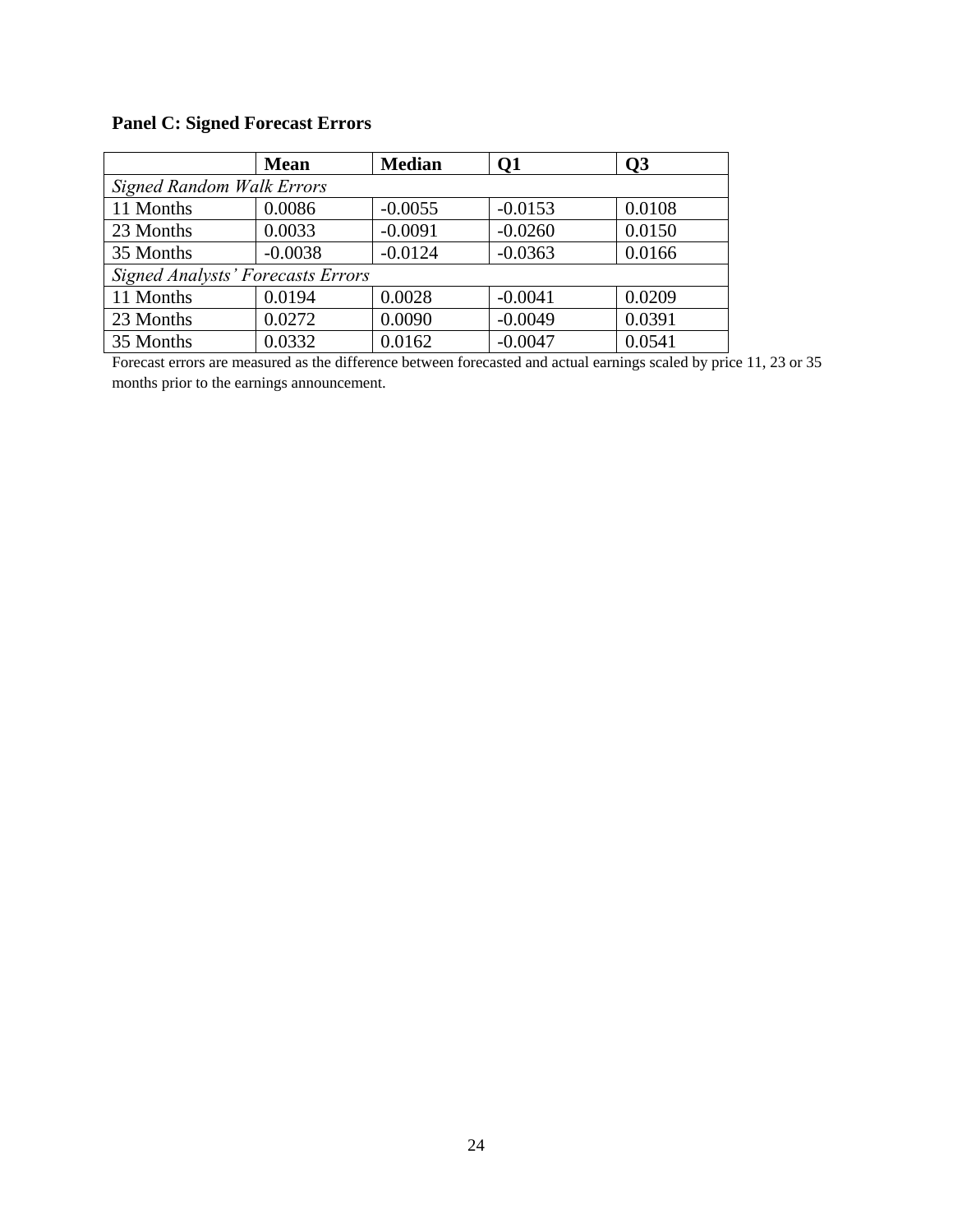**Panel C: Signed Forecast Errors**

| | Mean | Median | Q1 | Q3 |
|---|---|---|---|---|
| *Signed Random Walk Errors* | | | | |
| 11 Months | 0.0086 | -0.0055 | -0.0153 | 0.0108 |
| 23 Months | 0.0033 | -0.0091 | -0.0260 | 0.0150 |
| 35 Months | -0.0038 | -0.0124 | -0.0363 | 0.0166 |
| *Signed Analysts' Forecasts Errors* | | | | |
| 11 Months | 0.0194 | 0.0028 | -0.0041 | 0.0209 |
| 23 Months | 0.0272 | 0.0090 | -0.0049 | 0.0391 |
| 35 Months | 0.0332 | 0.0162 | -0.0047 | 0.0541 |

Forecast errors are measured as the difference between forecasted and actual earnings scaled by price 11, 23 or 35 months prior to the earnings announcement.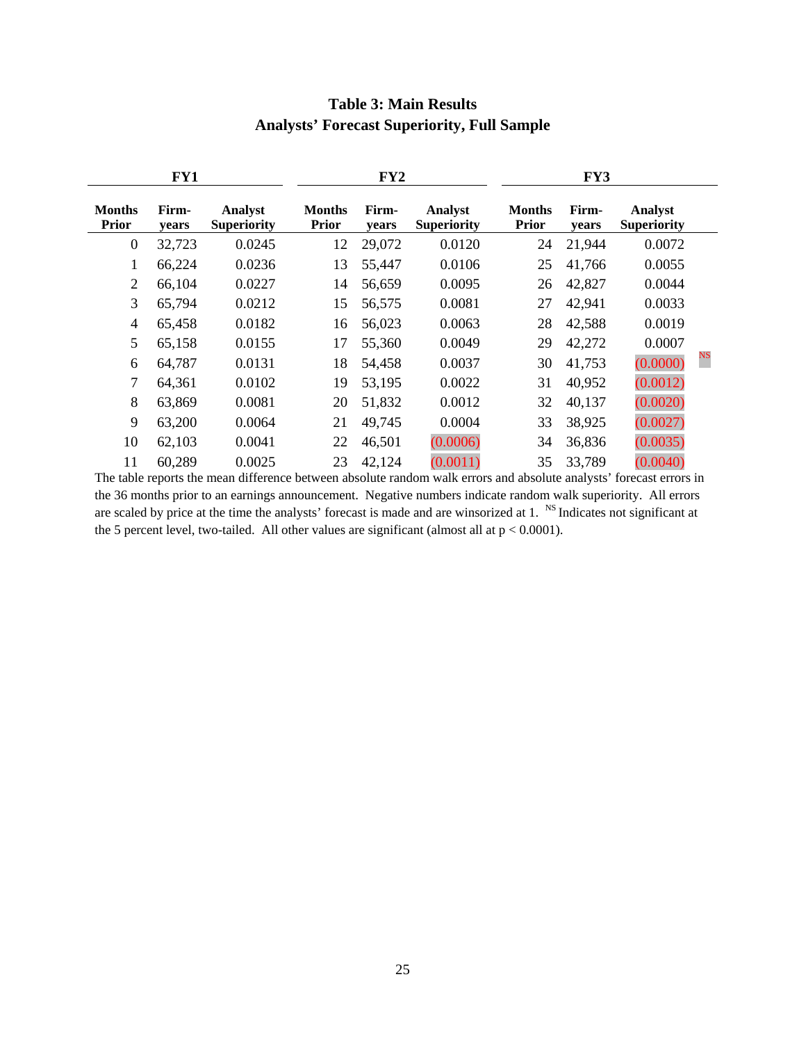# Table 3: Main Results
## Analysts' Forecast Superiority, Full Sample

| FY1 | | | FY2 | | | FY3 | | |
|---|---|---|---|---|---|---|---|---|
| **Months Prior** | **Firm-years** | **Analyst Superiority** | **Months Prior** | **Firm-years** | **Analyst Superiority** | **Months Prior** | **Firm-years** | **Analyst Superiority** |
| 0 | 32,723 | 0.0245 | 12 | 29,072 | 0.0120 | 24 | 21,944 | 0.0072 |
| 1 | 66,224 | 0.0236 | 13 | 55,447 | 0.0106 | 25 | 41,766 | 0.0055 |
| 2 | 66,104 | 0.0227 | 14 | 56,659 | 0.0095 | 26 | 42,827 | 0.0044 |
| 3 | 65,794 | 0.0212 | 15 | 56,575 | 0.0081 | 27 | 42,941 | 0.0033 |
| 4 | 65,458 | 0.0182 | 16 | 56,023 | 0.0063 | 28 | 42,588 | 0.0019 |
| 5 | 65,158 | 0.0155 | 17 | 55,360 | 0.0049 | 29 | 42,272 | 0.0007 |
| 6 | 64,787 | 0.0131 | 18 | 54,458 | 0.0037 | 30 | 41,753 | (0.0000) [NS] |
| 7 | 64,361 | 0.0102 | 19 | 53,195 | 0.0022 | 31 | 40,952 | (0.0012) |
| 8 | 63,869 | 0.0081 | 20 | 51,832 | 0.0012 | 32 | 40,137 | (0.0020) |
| 9 | 63,200 | 0.0064 | 21 | 49,745 | 0.0004 | 33 | 38,925 | (0.0027) |
| 10 | 62,103 | 0.0041 | 22 | 46,501 | (0.0006) | 34 | 36,836 | (0.0035) |
| 11 | 60,289 | 0.0025 | 23 | 42,124 | (0.0011) | 35 | 33,789 | (0.0040) |

The table reports the mean difference between absolute random walk errors and absolute analysts' forecast errors in the 36 months prior to an earnings announcement. Negative numbers indicate random walk superiority. All errors are scaled by price at the time the analysts' forecast is made and are winsorized at 1. [NS] Indicates not significant at the 5 percent level, two-tailed. All other values are significant (almost all at $p < 0.0001$).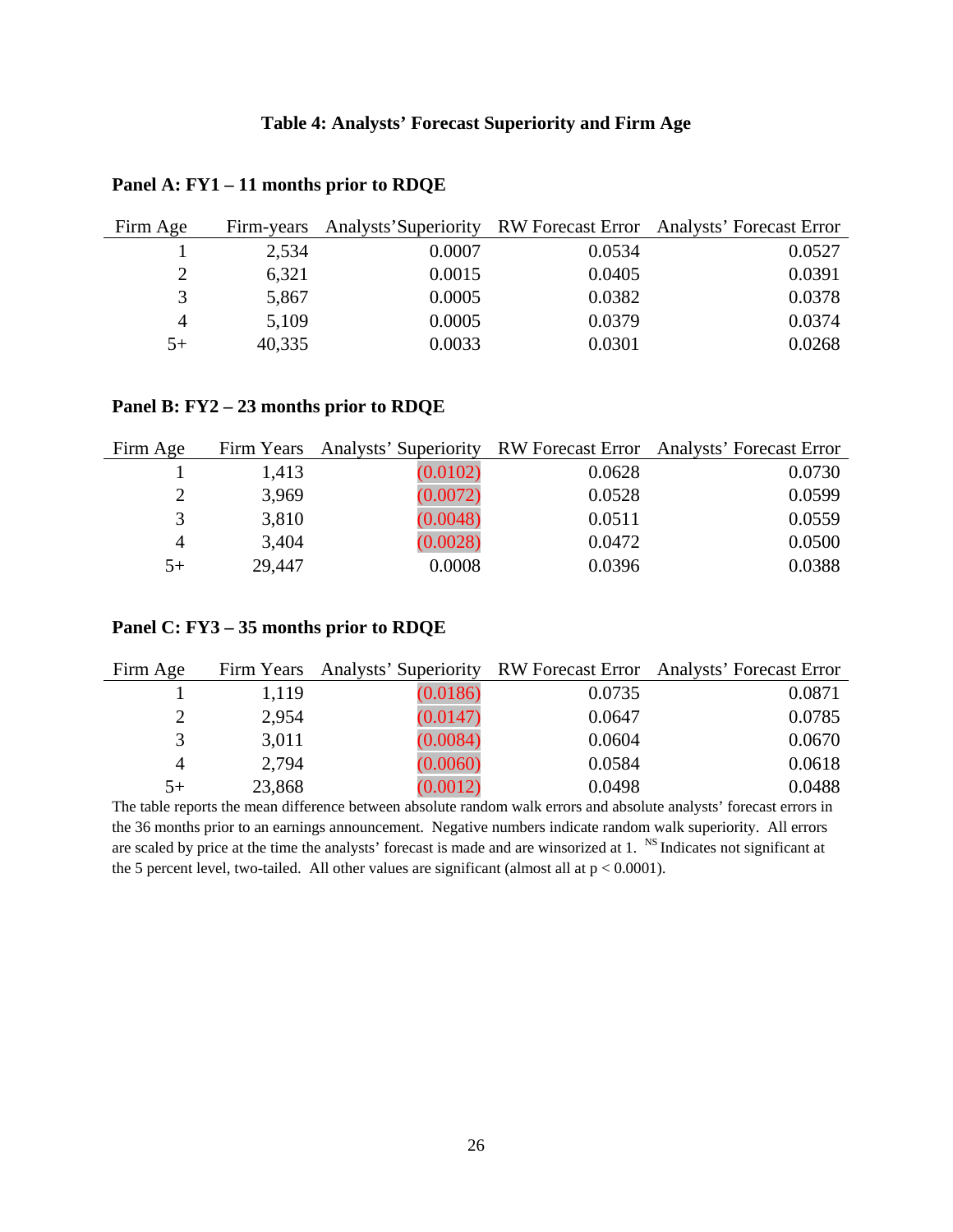### Table 4: Analysts' Forecast Superiority and Firm Age

**Panel A: FY1 – 11 months prior to RDQE**

| Firm Age | Firm-years | Analysts' Superiority | RW Forecast Error | Analysts' Forecast Error |
|---:|---:|---:|---:|---:|
| 1 | 2,534 | 0.0007 | 0.0534 | 0.0527 |
| 2 | 6,321 | 0.0015 | 0.0405 | 0.0391 |
| 3 | 5,867 | 0.0005 | 0.0382 | 0.0378 |
| 4 | 5,109 | 0.0005 | 0.0379 | 0.0374 |
| 5+ | 40,335 | 0.0033 | 0.0301 | 0.0268 |

**Panel B: FY2 – 23 months prior to RDQE**

| Firm Age | Firm Years | Analysts' Superiority | RW Forecast Error | Analysts' Forecast Error |
|---:|---:|---:|---:|---:|
| 1 | 1,413 | (0.0102) | 0.0628 | 0.0730 |
| 2 | 3,969 | (0.0072) | 0.0528 | 0.0599 |
| 3 | 3,810 | (0.0048) | 0.0511 | 0.0559 |
| 4 | 3,404 | (0.0028) | 0.0472 | 0.0500 |
| 5+ | 29,447 | 0.0008 | 0.0396 | 0.0388 |

**Panel C: FY3 – 35 months prior to RDQE**

| Firm Age | Firm Years | Analysts' Superiority | RW Forecast Error | Analysts' Forecast Error |
|---:|---:|---:|---:|---:|
| 1 | 1,119 | (0.0186) | 0.0735 | 0.0871 |
| 2 | 2,954 | (0.0147) | 0.0647 | 0.0785 |
| 3 | 3,011 | (0.0084) | 0.0604 | 0.0670 |
| 4 | 2,794 | (0.0060) | 0.0584 | 0.0618 |
| 5+ | 23,868 | (0.0012) | 0.0498 | 0.0488 |

The table reports the mean difference between absolute random walk errors and absolute analysts' forecast errors in the 36 months prior to an earnings announcement. Negative numbers indicate random walk superiority. All errors are scaled by price at the time the analysts' forecast is made and are winsorized at 1. [NS] Indicates not significant at the 5 percent level, two-tailed. All other values are significant (almost all at $p < 0.0001$).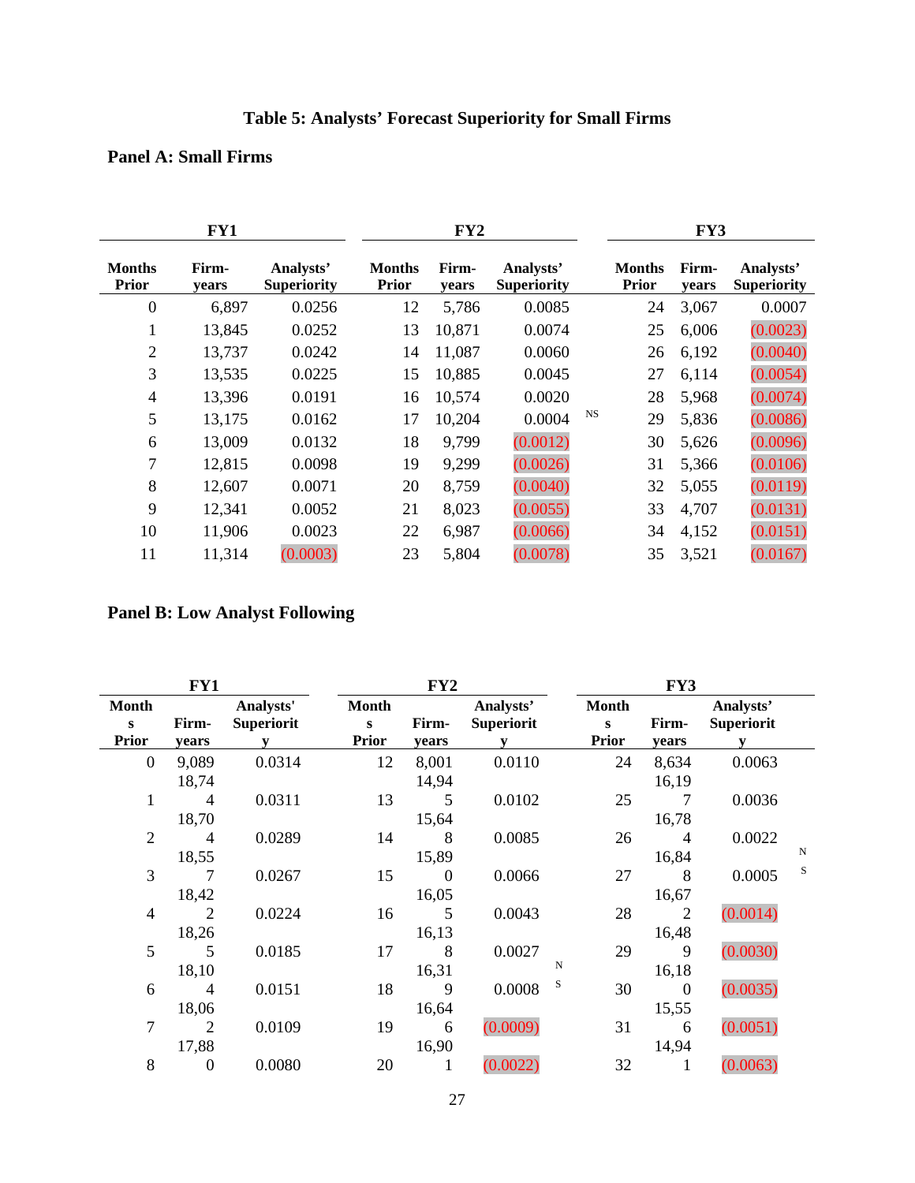# Table 5: Analysts' Forecast Superiority for Small Firms

## Panel A: Small Firms

| FY1 | | | FY2 | | | | FY3 | | |
|---|---|---|---|---|---|---|---|---|---|
| Months Prior | Firm-years | Analysts' Superiority | Months Prior | Firm-years | Analysts' Superiority | | Months Prior | Firm-years | Analysts' Superiority |
| 0 | 6,897 | 0.0256 | 12 | 5,786 | 0.0085 | | 24 | 3,067 | 0.0007 |
| 1 | 13,845 | 0.0252 | 13 | 10,871 | 0.0074 | | 25 | 6,006 | (0.0023) |
| 2 | 13,737 | 0.0242 | 14 | 11,087 | 0.0060 | | 26 | 6,192 | (0.0040) |
| 3 | 13,535 | 0.0225 | 15 | 10,885 | 0.0045 | | 27 | 6,114 | (0.0054) |
| 4 | 13,396 | 0.0191 | 16 | 10,574 | 0.0020 | | 28 | 5,968 | (0.0074) |
| 5 | 13,175 | 0.0162 | 17 | 10,204 | 0.0004 | NS | 29 | 5,836 | (0.0086) |
| 6 | 13,009 | 0.0132 | 18 | 9,799 | (0.0012) | | 30 | 5,626 | (0.0096) |
| 7 | 12,815 | 0.0098 | 19 | 9,299 | (0.0026) | | 31 | 5,366 | (0.0106) |
| 8 | 12,607 | 0.0071 | 20 | 8,759 | (0.0040) | | 32 | 5,055 | (0.0119) |
| 9 | 12,341 | 0.0052 | 21 | 8,023 | (0.0055) | | 33 | 4,707 | (0.0131) |
| 10 | 11,906 | 0.0023 | 22 | 6,987 | (0.0066) | | 34 | 4,152 | (0.0151) |
| 11 | 11,314 | (0.0003) | 23 | 5,804 | (0.0078) | | 35 | 3,521 | (0.0167) |

## Panel B: Low Analyst Following

| FY1 | | | FY2 | | | | FY3 | | | |
|---|---|---|---|---|---|---|---|---|---|---|
| Months Prior | Firm-years | Analysts' Superiority | Months Prior | Firm-years | Analysts' Superiority | | Months Prior | Firm-years | Analysts' Superiority | |
| 0 | 9,089 | 0.0314 | 12 | 8,001 | 0.0110 | | 24 | 8,634 | 0.0063 | |
| 1 | 18,744 | 0.0311 | 13 | 14,945 | 0.0102 | | 25 | 16,197 | 0.0036 | |
| 2 | 18,704 | 0.0289 | 14 | 15,648 | 0.0085 | | 26 | 16,784 | 0.0022 | |
| 3 | 18,557 | 0.0267 | 15 | 15,890 | 0.0066 | | 27 | 16,848 | 0.0005 | NS |
| 4 | 18,422 | 0.0224 | 16 | 16,055 | 0.0043 | | 28 | 16,672 | (0.0014) | |
| 5 | 18,265 | 0.0185 | 17 | 16,138 | 0.0027 | | 29 | 16,489 | (0.0030) | |
| 6 | 18,104 | 0.0151 | 18 | 16,319 | 0.0008 | NS | 30 | 16,180 | (0.0035) | |
| 7 | 18,062 | 0.0109 | 19 | 16,646 | (0.0009) | | 31 | 15,556 | (0.0051) | |
| 8 | 17,880 | 0.0080 | 20 | 16,901 | (0.0022) | | 32 | 14,941 | (0.0063) | |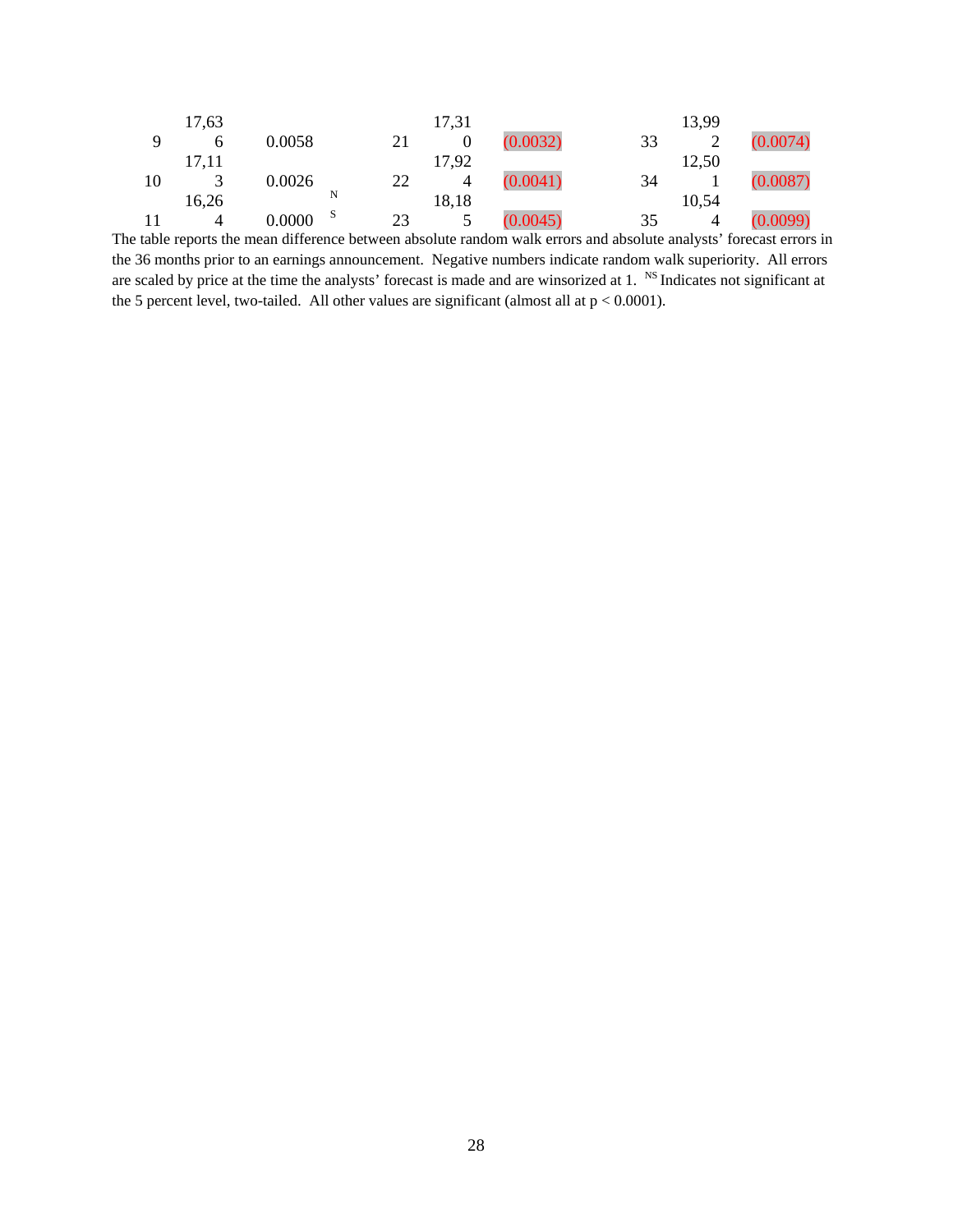| | | | | | | | |
|---|---|---|---|---|---|---|---|
| 9 | 17,636 | 0.0058 | 21 | 17,310 | (0.0032) | 33 | 13,992 | (0.0074) |
| 10 | 17,113 | 0.0026 | 22 | 17,924 | (0.0041) | 34 | 12,501 | (0.0087) |
| 11 | 16,264 | 0.0000 NS | 23 | 18,185 | (0.0045) | 35 | 10,544 | (0.0099) |

The table reports the mean difference between absolute random walk errors and absolute analysts' forecast errors in the 36 months prior to an earnings announcement. Negative numbers indicate random walk superiority. All errors are scaled by price at the time the analysts' forecast is made and are winsorized at 1. NS Indicates not significant at the 5 percent level, two-tailed. All other values are significant (almost all at $p < 0.0001$).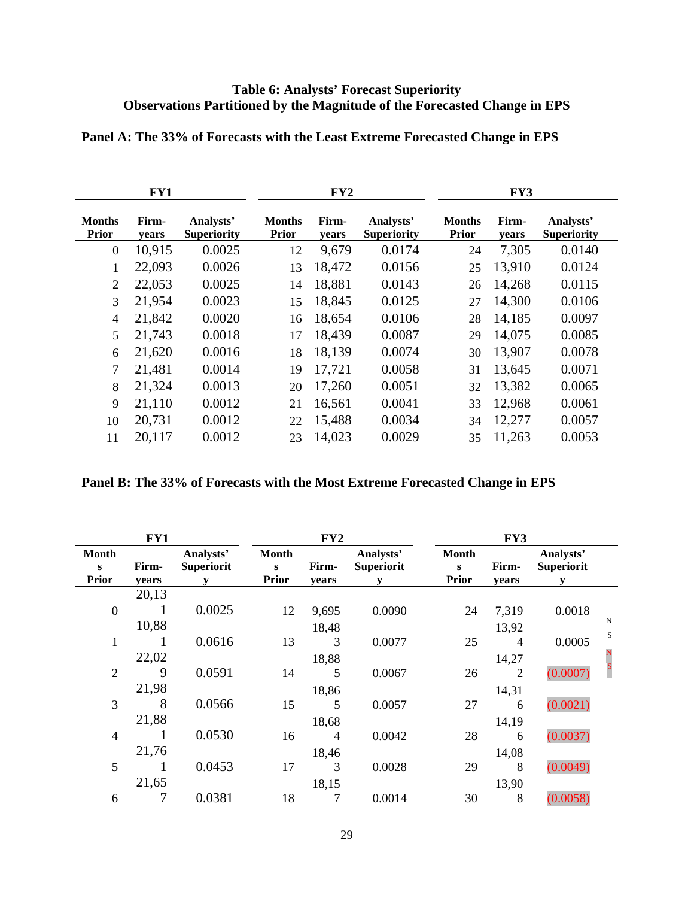**Table 6: Analysts' Forecast Superiority**
**Observations Partitioned by the Magnitude of the Forecasted Change in EPS**

**Panel A: The 33% of Forecasts with the Least Extreme Forecasted Change in EPS**

| FY1 | | | FY2 | | | FY3 | | |
|---|---|---|---|---|---|---|---|---|
| **Months Prior** | **Firm-years** | **Analysts' Superiority** | **Months Prior** | **Firm-years** | **Analysts' Superiority** | **Months Prior** | **Firm-years** | **Analysts' Superiority** |
| 0 | 10,915 | 0.0025 | 12 | 9,679 | 0.0174 | 24 | 7,305 | 0.0140 |
| 1 | 22,093 | 0.0026 | 13 | 18,472 | 0.0156 | 25 | 13,910 | 0.0124 |
| 2 | 22,053 | 0.0025 | 14 | 18,881 | 0.0143 | 26 | 14,268 | 0.0115 |
| 3 | 21,954 | 0.0023 | 15 | 18,845 | 0.0125 | 27 | 14,300 | 0.0106 |
| 4 | 21,842 | 0.0020 | 16 | 18,654 | 0.0106 | 28 | 14,185 | 0.0097 |
| 5 | 21,743 | 0.0018 | 17 | 18,439 | 0.0087 | 29 | 14,075 | 0.0085 |
| 6 | 21,620 | 0.0016 | 18 | 18,139 | 0.0074 | 30 | 13,907 | 0.0078 |
| 7 | 21,481 | 0.0014 | 19 | 17,721 | 0.0058 | 31 | 13,645 | 0.0071 |
| 8 | 21,324 | 0.0013 | 20 | 17,260 | 0.0051 | 32 | 13,382 | 0.0065 |
| 9 | 21,110 | 0.0012 | 21 | 16,561 | 0.0041 | 33 | 12,968 | 0.0061 |
| 10 | 20,731 | 0.0012 | 22 | 15,488 | 0.0034 | 34 | 12,277 | 0.0057 |
| 11 | 20,117 | 0.0012 | 23 | 14,023 | 0.0029 | 35 | 11,263 | 0.0053 |

**Panel B: The 33% of Forecasts with the Most Extreme Forecasted Change in EPS**

| FY1 | | | FY2 | | | FY3 | | | |
|---|---|---|---|---|---|---|---|---|---|
| **Months Prior** | **Firm-years** | **Analysts' Superiority** | **Months Prior** | **Firm-years** | **Analysts' Superiority** | **Months Prior** | **Firm-years** | **Analysts' Superiority** | |
| 0 | 20,131 | 0.0025 | 12 | 9,695 | 0.0090 | 24 | 7,319 | 0.0018 | NS |
| 1 | 10,881 | 0.0616 | 13 | 18,483 | 0.0077 | 25 | 13,924 | 0.0005 | NS |
| 2 | 22,029 | 0.0591 | 14 | 18,885 | 0.0067 | 26 | 14,272 | (0.0007) | |
| 3 | 21,988 | 0.0566 | 15 | 18,865 | 0.0057 | 27 | 14,316 | (0.0021) | |
| 4 | 21,881 | 0.0530 | 16 | 18,684 | 0.0042 | 28 | 14,196 | (0.0037) | |
| 5 | 21,761 | 0.0453 | 17 | 18,463 | 0.0028 | 29 | 14,088 | (0.0049) | |
| 6 | 21,657 | 0.0381 | 18 | 18,157 | 0.0014 | 30 | 13,908 | (0.0058) | |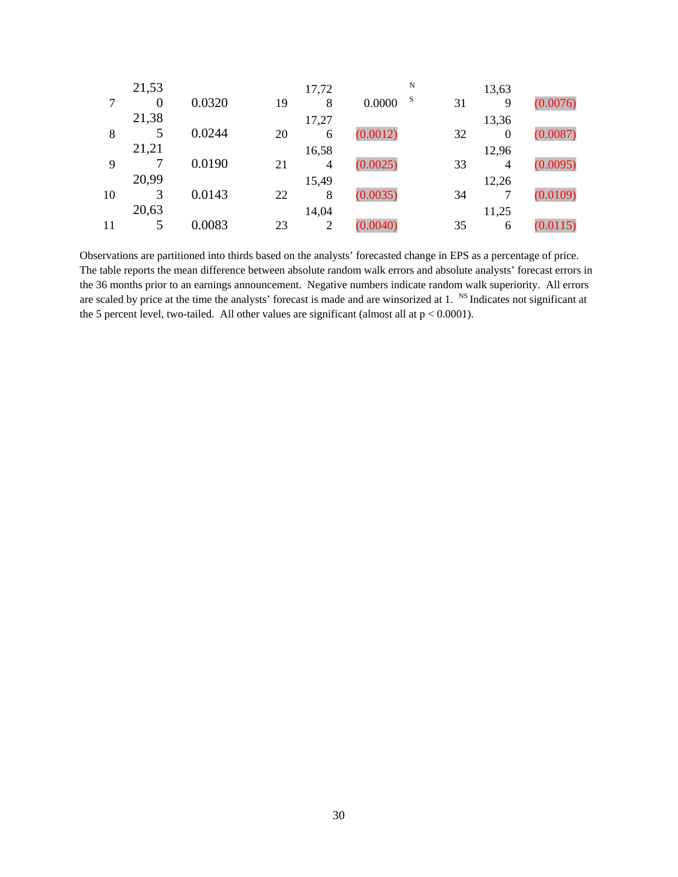| | | | | | | | |
|---|---|---|---|---|---|---|---|
| 7 | 21,530 | 0.0320 | 19 | 17,728 | 0.0000 [NS] | 31 | 13,639 | (0.0076) |
| 8 | 21,385 | 0.0244 | 20 | 17,276 | (0.0012) | 32 | 13,360 | (0.0087) |
| 9 | 21,217 | 0.0190 | 21 | 16,584 | (0.0025) | 33 | 12,964 | (0.0095) |
| 10 | 20,993 | 0.0143 | 22 | 15,498 | (0.0035) | 34 | 12,267 | (0.0109) |
| 11 | 20,635 | 0.0083 | 23 | 14,042 | (0.0040) | 35 | 11,256 | (0.0115) |

Observations are partitioned into thirds based on the analysts' forecasted change in EPS as a percentage of price. The table reports the mean difference between absolute random walk errors and absolute analysts' forecast errors in the 36 months prior to an earnings announcement. Negative numbers indicate random walk superiority. All errors are scaled by price at the time the analysts' forecast is made and are winsorized at 1. [NS] Indicates not significant at the 5 percent level, two-tailed. All other values are significant (almost all at $p < 0.0001$).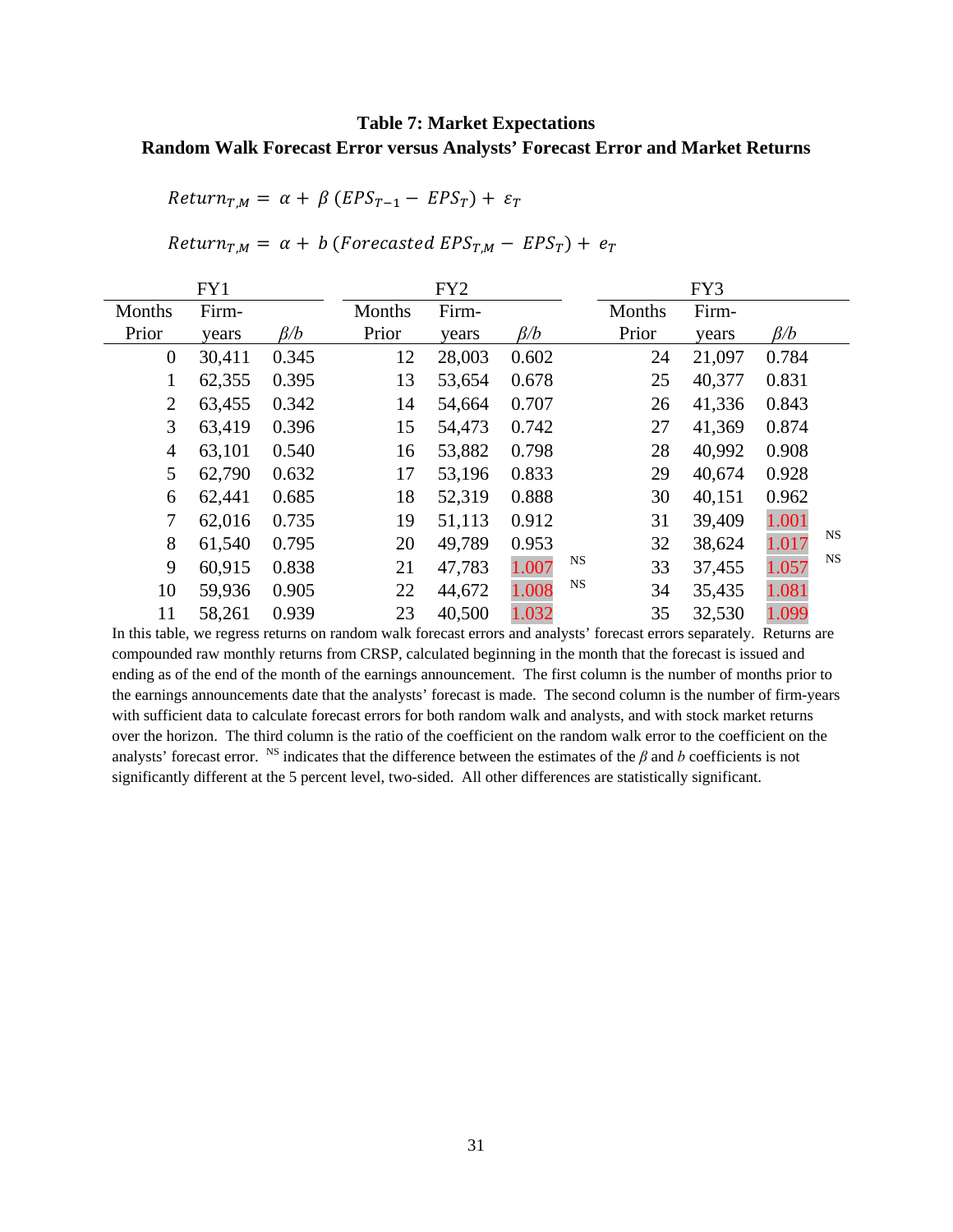**Table 7: Market Expectations**
**Random Walk Forecast Error versus Analysts' Forecast Error and Market Returns**

$$Return_{T,M} = \alpha + \beta\,(EPS_{T-1} - EPS_T) + \varepsilon_T$$

$$Return_{T,M} = \alpha + b\,(Forecasted\ EPS_{T,M} - EPS_T) + e_T$$

| FY1 | | | FY2 | | | | FY3 | | | |
|---|---|---|---|---|---|---|---|---|---|---|
| Months Prior | Firm-years | $\beta/b$ | Months Prior | Firm-years | $\beta/b$ | | Months Prior | Firm-years | $\beta/b$ | |
| 0 | 30,411 | 0.345 | 12 | 28,003 | 0.602 | | 24 | 21,097 | 0.784 | |
| 1 | 62,355 | 0.395 | 13 | 53,654 | 0.678 | | 25 | 40,377 | 0.831 | |
| 2 | 63,455 | 0.342 | 14 | 54,664 | 0.707 | | 26 | 41,336 | 0.843 | |
| 3 | 63,419 | 0.396 | 15 | 54,473 | 0.742 | | 27 | 41,369 | 0.874 | |
| 4 | 63,101 | 0.540 | 16 | 53,882 | 0.798 | | 28 | 40,992 | 0.908 | |
| 5 | 62,790 | 0.632 | 17 | 53,196 | 0.833 | | 29 | 40,674 | 0.928 | |
| 6 | 62,441 | 0.685 | 18 | 52,319 | 0.888 | | 30 | 40,151 | 0.962 | |
| 7 | 62,016 | 0.735 | 19 | 51,113 | 0.912 | | 31 | 39,409 | 1.001 | |
| 8 | 61,540 | 0.795 | 20 | 49,789 | 0.953 | | 32 | 38,624 | 1.017 | NS |
| 9 | 60,915 | 0.838 | 21 | 47,783 | 1.007 | NS | 33 | 37,455 | 1.057 | NS |
| 10 | 59,936 | 0.905 | 22 | 44,672 | 1.008 | NS | 34 | 35,435 | 1.081 | |
| 11 | 58,261 | 0.939 | 23 | 40,500 | 1.032 | | 35 | 32,530 | 1.099 | |

In this table, we regress returns on random walk forecast errors and analysts' forecast errors separately. Returns are compounded raw monthly returns from CRSP, calculated beginning in the month that the forecast is issued and ending as of the end of the month of the earnings announcement. The first column is the number of months prior to the earnings announcements date that the analysts' forecast is made. The second column is the number of firm-years with sufficient data to calculate forecast errors for both random walk and analysts, and with stock market returns over the horizon. The third column is the ratio of the coefficient on the random walk error to the coefficient on the analysts' forecast error. [NS] indicates that the difference between the estimates of the $\beta$ and $b$ coefficients is not significantly different at the 5 percent level, two-sided. All other differences are statistically significant.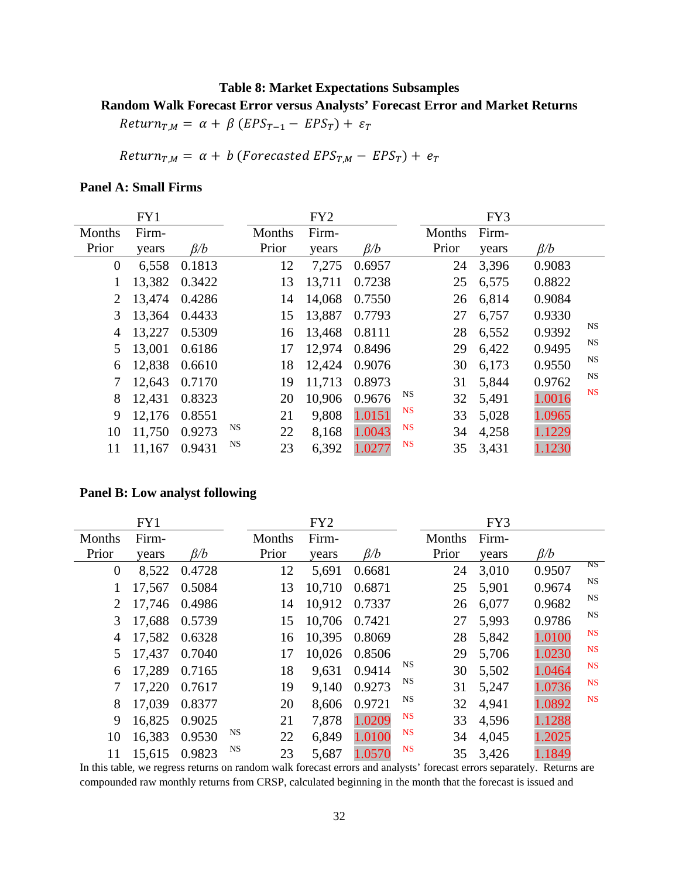**Table 8: Market Expectations Subsamples**

**Random Walk Forecast Error versus Analysts' Forecast Error and Market Returns**

$$Return_{T,M} = \alpha + \beta\,(EPS_{T-1} - EPS_T) + \varepsilon_T$$

$$Return_{T,M} = \alpha + b\,(Forecasted\ EPS_{T,M} - EPS_T) + e_T$$

**Panel A: Small Firms**

| FY1 | | | | FY2 | | | | FY3 | | | |
|---|---|---|---|---|---|---|---|---|---|---|---|
| Months Prior | Firm-years | $\beta/b$ | | Months Prior | Firm-years | $\beta/b$ | | Months Prior | Firm-years | $\beta/b$ | |
| 0 | 6,558 | 0.1813 | | 12 | 7,275 | 0.6957 | | 24 | 3,396 | 0.9083 | |
| 1 | 13,382 | 0.3422 | | 13 | 13,711 | 0.7238 | | 25 | 6,575 | 0.8822 | |
| 2 | 13,474 | 0.4286 | | 14 | 14,068 | 0.7550 | | 26 | 6,814 | 0.9084 | |
| 3 | 13,364 | 0.4433 | | 15 | 13,887 | 0.7793 | | 27 | 6,757 | 0.9330 | NS |
| 4 | 13,227 | 0.5309 | | 16 | 13,468 | 0.8111 | | 28 | 6,552 | 0.9392 | NS |
| 5 | 13,001 | 0.6186 | | 17 | 12,974 | 0.8496 | | 29 | 6,422 | 0.9495 | NS |
| 6 | 12,838 | 0.6610 | | 18 | 12,424 | 0.9076 | | 30 | 6,173 | 0.9550 | NS |
| 7 | 12,643 | 0.7170 | | 19 | 11,713 | 0.8973 | NS | 31 | 5,844 | 0.9762 | NS |
| 8 | 12,431 | 0.8323 | | 20 | 10,906 | 0.9676 | NS | 32 | 5,491 | 1.0016 | NS |
| 9 | 12,176 | 0.8551 | NS | 21 | 9,808 | 1.0151 | NS | 33 | 5,028 | 1.0965 | |
| 10 | 11,750 | 0.9273 | NS | 22 | 8,168 | 1.0043 | NS | 34 | 4,258 | 1.1229 | |
| 11 | 11,167 | 0.9431 | | 23 | 6,392 | 1.0277 | | 35 | 3,431 | 1.1230 | |

**Panel B: Low analyst following**

| FY1 | | | | FY2 | | | | FY3 | | | |
|---|---|---|---|---|---|---|---|---|---|---|---|
| Months Prior | Firm-years | $\beta/b$ | | Months Prior | Firm-years | $\beta/b$ | | Months Prior | Firm-years | $\beta/b$ | |
| 0 | 8,522 | 0.4728 | | 12 | 5,691 | 0.6681 | | 24 | 3,010 | 0.9507 | NS |
| 1 | 17,567 | 0.5084 | | 13 | 10,710 | 0.6871 | | 25 | 5,901 | 0.9674 | NS |
| 2 | 17,746 | 0.4986 | | 14 | 10,912 | 0.7337 | | 26 | 6,077 | 0.9682 | NS |
| 3 | 17,688 | 0.5739 | | 15 | 10,706 | 0.7421 | | 27 | 5,993 | 0.9786 | NS |
| 4 | 17,582 | 0.6328 | | 16 | 10,395 | 0.8069 | | 28 | 5,842 | 1.0100 | NS |
| 5 | 17,437 | 0.7040 | | 17 | 10,026 | 0.8506 | NS | 29 | 5,706 | 1.0230 | NS |
| 6 | 17,289 | 0.7165 | | 18 | 9,631 | 0.9414 | NS | 30 | 5,502 | 1.0464 | NS |
| 7 | 17,220 | 0.7617 | | 19 | 9,140 | 0.9273 | NS | 31 | 5,247 | 1.0736 | NS |
| 8 | 17,039 | 0.8377 | | 20 | 8,606 | 0.9721 | NS | 32 | 4,941 | 1.0892 | |
| 9 | 16,825 | 0.9025 | NS | 21 | 7,878 | 1.0209 | NS | 33 | 4,596 | 1.1288 | |
| 10 | 16,383 | 0.9530 | NS | 22 | 6,849 | 1.0100 | NS | 34 | 4,045 | 1.2025 | |
| 11 | 15,615 | 0.9823 | | 23 | 5,687 | 1.0570 | | 35 | 3,426 | 1.1849 | |

In this table, we regress returns on random walk forecast errors and analysts' forecast errors separately. Returns are compounded raw monthly returns from CRSP, calculated beginning in the month that the forecast is issued and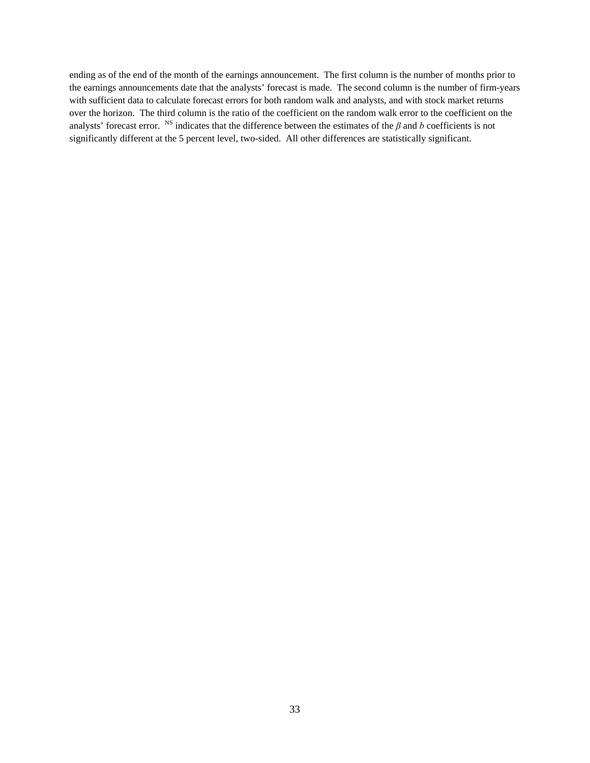ending as of the end of the month of the earnings announcement. The first column is the number of months prior to the earnings announcements date that the analysts' forecast is made. The second column is the number of firm-years with sufficient data to calculate forecast errors for both random walk and analysts, and with stock market returns over the horizon. The third column is the ratio of the coefficient on the random walk error to the coefficient on the analysts' forecast error. [NS] indicates that the difference between the estimates of the $\beta$ and $b$ coefficients is not significantly different at the 5 percent level, two-sided. All other differences are statistically significant.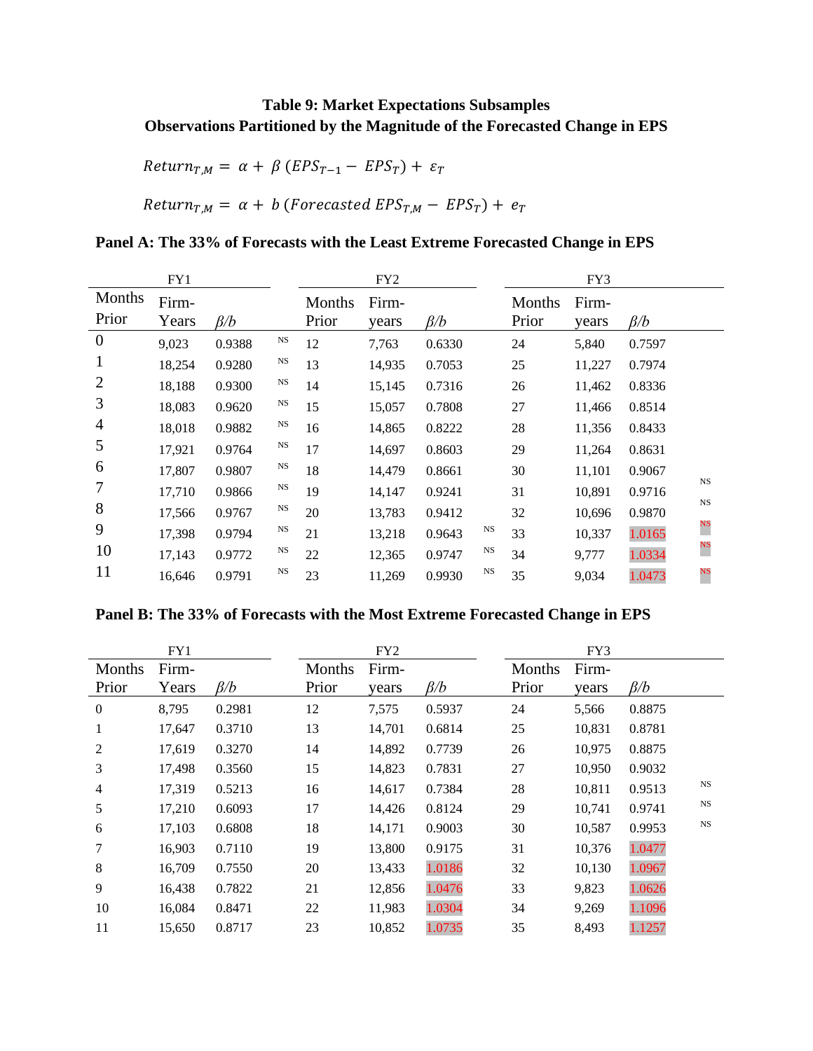**Table 9: Market Expectations Subsamples**
**Observations Partitioned by the Magnitude of the Forecasted Change in EPS**

$$Return_{T,M} = \alpha + \beta\,(EPS_{T-1} - EPS_T) + \varepsilon_T$$

$$Return_{T,M} = \alpha + b\,(Forecasted\ EPS_{T,M} - EPS_T) + e_T$$

**Panel A: The 33% of Forecasts with the Least Extreme Forecasted Change in EPS**

| FY1 | | | | FY2 | | | | FY3 | | | |
|---|---|---|---|---|---|---|---|---|---|---|---|
| Months Prior | Firm-Years | β/b | | Months Prior | Firm-years | β/b | | Months Prior | Firm-years | β/b | |
| 0 | 9,023 | 0.9388 | NS | 12 | 7,763 | 0.6330 | | 24 | 5,840 | 0.7597 | |
| 1 | 18,254 | 0.9280 | NS | 13 | 14,935 | 0.7053 | | 25 | 11,227 | 0.7974 | |
| 2 | 18,188 | 0.9300 | NS | 14 | 15,145 | 0.7316 | | 26 | 11,462 | 0.8336 | |
| 3 | 18,083 | 0.9620 | NS | 15 | 15,057 | 0.7808 | | 27 | 11,466 | 0.8514 | |
| 4 | 18,018 | 0.9882 | NS | 16 | 14,865 | 0.8222 | | 28 | 11,356 | 0.8433 | |
| 5 | 17,921 | 0.9764 | NS | 17 | 14,697 | 0.8603 | | 29 | 11,264 | 0.8631 | |
| 6 | 17,807 | 0.9807 | NS | 18 | 14,479 | 0.8661 | | 30 | 11,101 | 0.9067 | |
| 7 | 17,710 | 0.9866 | NS | 19 | 14,147 | 0.9241 | | 31 | 10,891 | 0.9716 | NS |
| 8 | 17,566 | 0.9767 | NS | 20 | 13,783 | 0.9412 | | 32 | 10,696 | 0.9870 | NS |
| 9 | 17,398 | 0.9794 | NS | 21 | 13,218 | 0.9643 | NS | 33 | 10,337 | 1.0165 | NS |
| 10 | 17,143 | 0.9772 | NS | 22 | 12,365 | 0.9747 | NS | 34 | 9,777 | 1.0334 | NS |
| 11 | 16,646 | 0.9791 | NS | 23 | 11,269 | 0.9930 | NS | 35 | 9,034 | 1.0473 | NS |

**Panel B: The 33% of Forecasts with the Most Extreme Forecasted Change in EPS**

| FY1 | | | | FY2 | | | | FY3 | | | |
|---|---|---|---|---|---|---|---|---|---|---|---|
| Months Prior | Firm-Years | β/b | | Months Prior | Firm-years | β/b | | Months Prior | Firm-years | β/b | |
| 0 | 8,795 | 0.2981 | | 12 | 7,575 | 0.5937 | | 24 | 5,566 | 0.8875 | |
| 1 | 17,647 | 0.3710 | | 13 | 14,701 | 0.6814 | | 25 | 10,831 | 0.8781 | |
| 2 | 17,619 | 0.3270 | | 14 | 14,892 | 0.7739 | | 26 | 10,975 | 0.8875 | |
| 3 | 17,498 | 0.3560 | | 15 | 14,823 | 0.7831 | | 27 | 10,950 | 0.9032 | |
| 4 | 17,319 | 0.5213 | | 16 | 14,617 | 0.7384 | | 28 | 10,811 | 0.9513 | NS |
| 5 | 17,210 | 0.6093 | | 17 | 14,426 | 0.8124 | | 29 | 10,741 | 0.9741 | NS |
| 6 | 17,103 | 0.6808 | | 18 | 14,171 | 0.9003 | | 30 | 10,587 | 0.9953 | NS |
| 7 | 16,903 | 0.7110 | | 19 | 13,800 | 0.9175 | | 31 | 10,376 | 1.0477 | |
| 8 | 16,709 | 0.7550 | | 20 | 13,433 | 1.0186 | | 32 | 10,130 | 1.0967 | |
| 9 | 16,438 | 0.7822 | | 21 | 12,856 | 1.0476 | | 33 | 9,823 | 1.0626 | |
| 10 | 16,084 | 0.8471 | | 22 | 11,983 | 1.0304 | | 34 | 9,269 | 1.1096 | |
| 11 | 15,650 | 0.8717 | | 23 | 10,852 | 1.0735 | | 35 | 8,493 | 1.1257 | |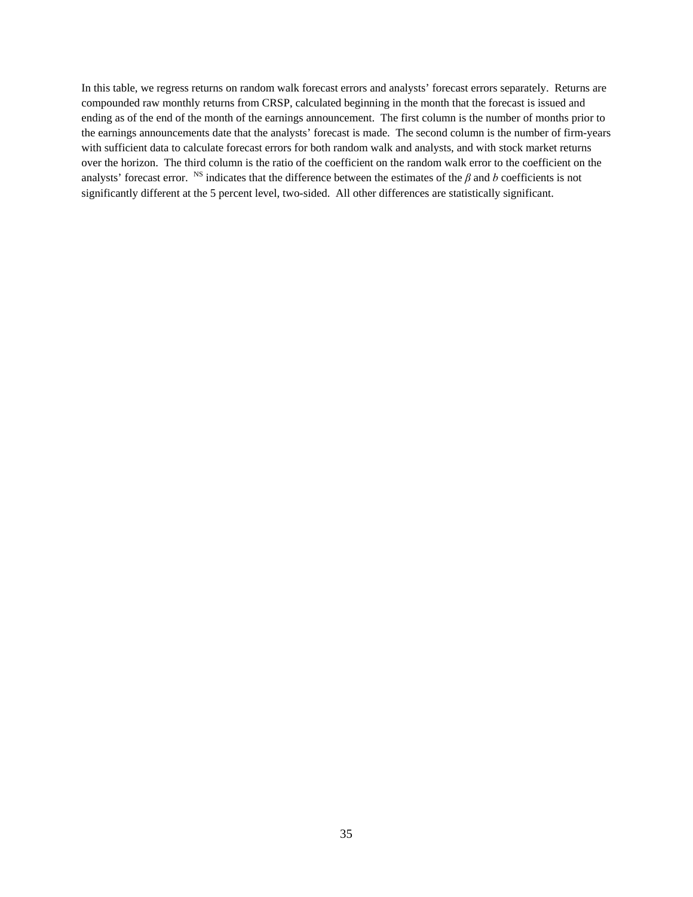In this table, we regress returns on random walk forecast errors and analysts' forecast errors separately. Returns are compounded raw monthly returns from CRSP, calculated beginning in the month that the forecast is issued and ending as of the end of the month of the earnings announcement. The first column is the number of months prior to the earnings announcements date that the analysts' forecast is made. The second column is the number of firm-years with sufficient data to calculate forecast errors for both random walk and analysts, and with stock market returns over the horizon. The third column is the ratio of the coefficient on the random walk error to the coefficient on the analysts' forecast error. [NS] indicates that the difference between the estimates of the $\beta$ and $b$ coefficients is not significantly different at the 5 percent level, two-sided. All other differences are statistically significant.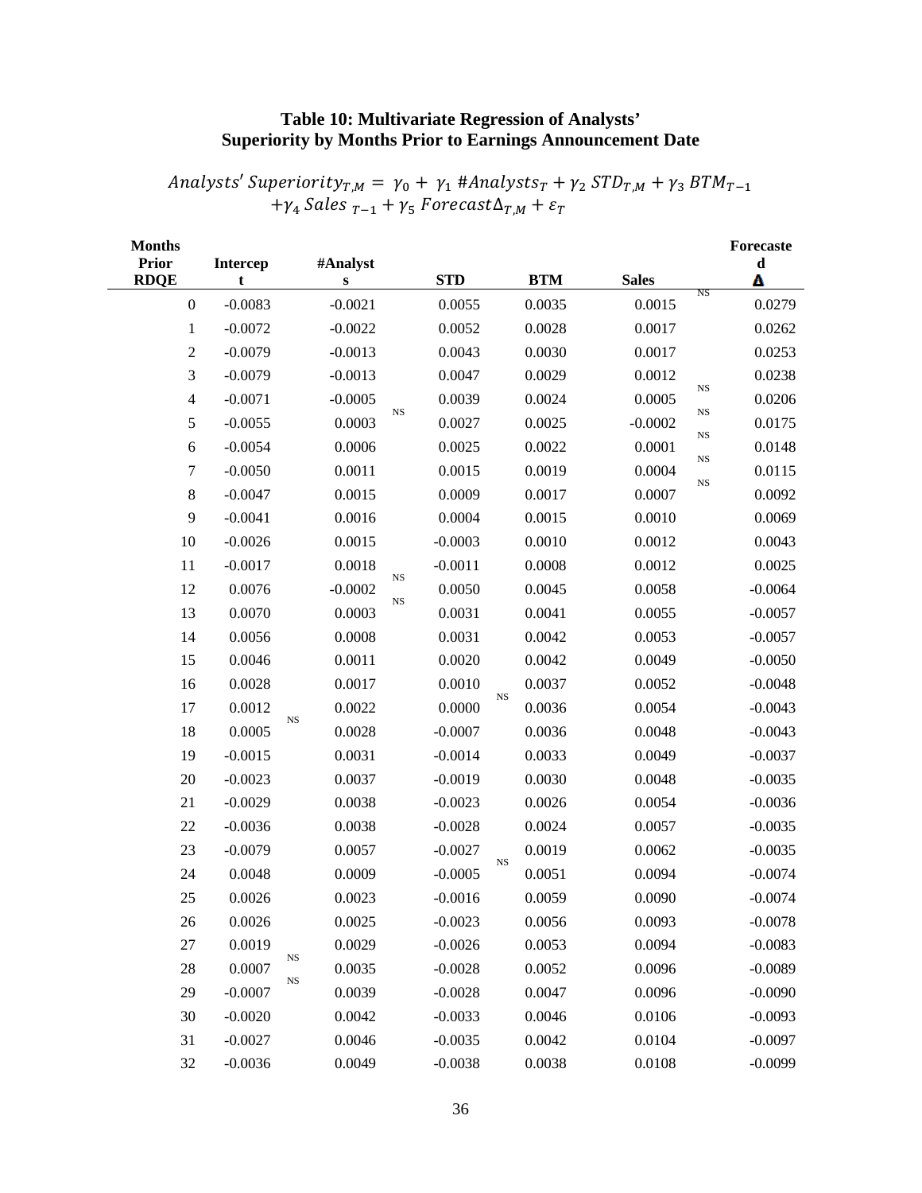# Table 10: Multivariate Regression of Analysts' Superiority by Months Prior to Earnings Announcement Date

$$Analysts'\ Superiority_{T,M} = \gamma_0 + \gamma_1\ \#Analysts_T + \gamma_2\ STD_{T,M} + \gamma_3\ BTM_{T-1} + \gamma_4\ Sales_{\ T-1} + \gamma_5\ Forecast\Delta_{T,M} + \varepsilon_T$$

| Months Prior RDQE | Intercept | #Analysts | STD | BTM | Sales | Forecasted Δ |
|---|---|---|---|---|---|---|
| 0 | -0.0083 | -0.0021 | 0.0055 | 0.0035 | 0.0015 NS | 0.0279 |
| 1 | -0.0072 | -0.0022 | 0.0052 | 0.0028 | 0.0017 | 0.0262 |
| 2 | -0.0079 | -0.0013 | 0.0043 | 0.0030 | 0.0017 | 0.0253 |
| 3 | -0.0079 | -0.0013 | 0.0047 | 0.0029 | 0.0012 | 0.0238 |
| 4 | -0.0071 | -0.0005 | 0.0039 | 0.0024 | 0.0005 NS | 0.0206 |
| 5 | -0.0055 | 0.0003 NS | 0.0027 | 0.0025 | -0.0002 NS | 0.0175 |
| 6 | -0.0054 | 0.0006 | 0.0025 | 0.0022 | 0.0001 NS | 0.0148 |
| 7 | -0.0050 | 0.0011 | 0.0015 | 0.0019 | 0.0004 NS | 0.0115 |
| 8 | -0.0047 | 0.0015 | 0.0009 | 0.0017 | 0.0007 NS | 0.0092 |
| 9 | -0.0041 | 0.0016 | 0.0004 | 0.0015 | 0.0010 | 0.0069 |
| 10 | -0.0026 | 0.0015 | -0.0003 | 0.0010 | 0.0012 | 0.0043 |
| 11 | -0.0017 | 0.0018 | -0.0011 | 0.0008 | 0.0012 | 0.0025 |
| 12 | 0.0076 | -0.0002 NS | 0.0050 | 0.0045 | 0.0058 | -0.0064 |
| 13 | 0.0070 | 0.0003 NS | 0.0031 | 0.0041 | 0.0055 | -0.0057 |
| 14 | 0.0056 | 0.0008 | 0.0031 | 0.0042 | 0.0053 | -0.0057 |
| 15 | 0.0046 | 0.0011 | 0.0020 | 0.0042 | 0.0049 | -0.0050 |
| 16 | 0.0028 | 0.0017 | 0.0010 | 0.0037 | 0.0052 | -0.0048 |
| 17 | 0.0012 | 0.0022 | 0.0000 NS | 0.0036 | 0.0054 | -0.0043 |
| 18 | 0.0005 NS | 0.0028 | -0.0007 | 0.0036 | 0.0048 | -0.0043 |
| 19 | -0.0015 | 0.0031 | -0.0014 | 0.0033 | 0.0049 | -0.0037 |
| 20 | -0.0023 | 0.0037 | -0.0019 | 0.0030 | 0.0048 | -0.0035 |
| 21 | -0.0029 | 0.0038 | -0.0023 | 0.0026 | 0.0054 | -0.0036 |
| 22 | -0.0036 | 0.0038 | -0.0028 | 0.0024 | 0.0057 | -0.0035 |
| 23 | -0.0079 | 0.0057 | -0.0027 | 0.0019 | 0.0062 | -0.0035 |
| 24 | 0.0048 | 0.0009 | -0.0005 NS | 0.0051 | 0.0094 | -0.0074 |
| 25 | 0.0026 | 0.0023 | -0.0016 | 0.0059 | 0.0090 | -0.0074 |
| 26 | 0.0026 | 0.0025 | -0.0023 | 0.0056 | 0.0093 | -0.0078 |
| 27 | 0.0019 | 0.0029 | -0.0026 | 0.0053 | 0.0094 | -0.0083 |
| 28 | 0.0007 NS | 0.0035 | -0.0028 | 0.0052 | 0.0096 | -0.0089 |
| 29 | -0.0007 NS | 0.0039 | -0.0028 | 0.0047 | 0.0096 | -0.0090 |
| 30 | -0.0020 | 0.0042 | -0.0033 | 0.0046 | 0.0106 | -0.0093 |
| 31 | -0.0027 | 0.0046 | -0.0035 | 0.0042 | 0.0104 | -0.0097 |
| 32 | -0.0036 | 0.0049 | -0.0038 | 0.0038 | 0.0108 | -0.0099 |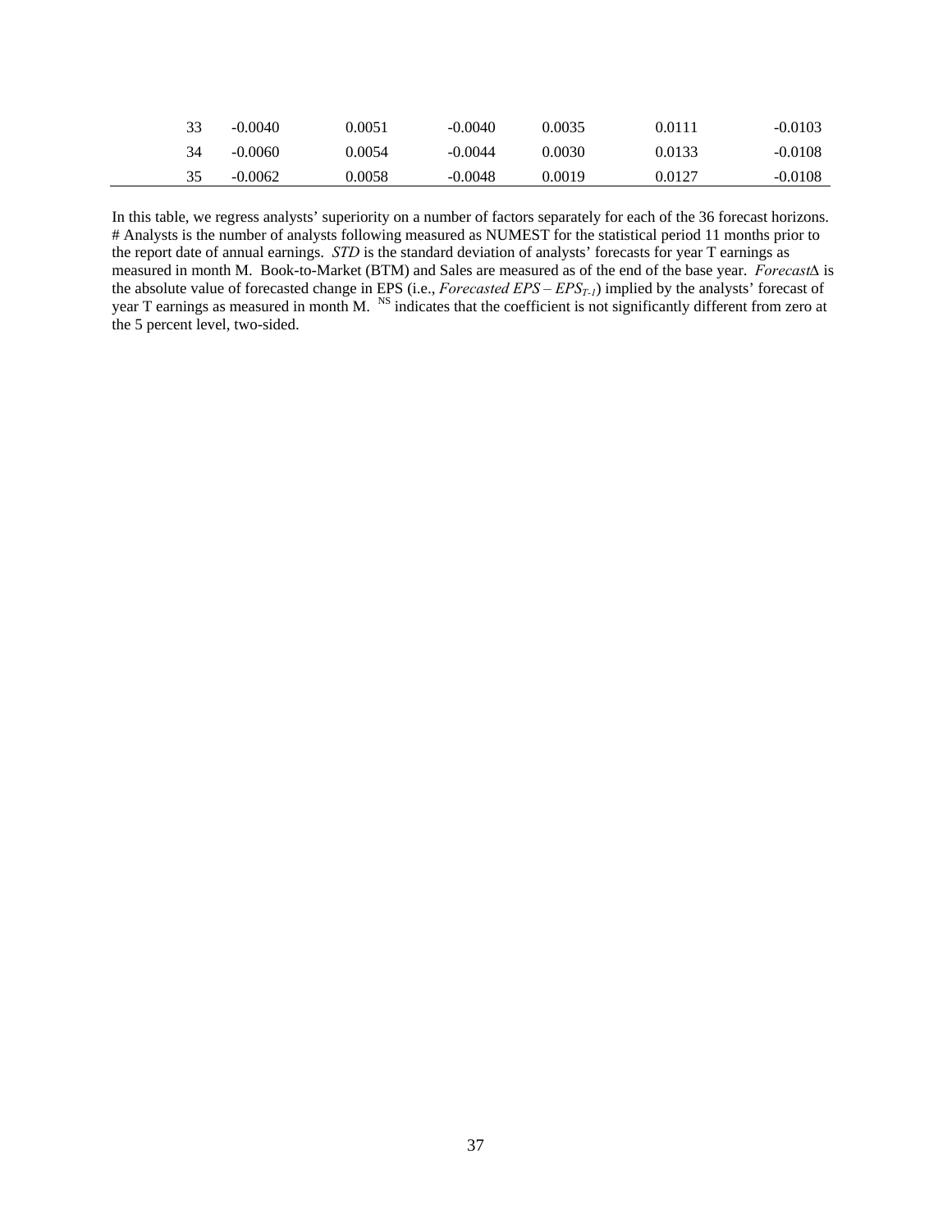| | | | | | | |
|---|---|---|---|---|---|---|
| 33 | -0.0040 | 0.0051 | -0.0040 | 0.0035 | 0.0111 | -0.0103 |
| 34 | -0.0060 | 0.0054 | -0.0044 | 0.0030 | 0.0133 | -0.0108 |
| 35 | -0.0062 | 0.0058 | -0.0048 | 0.0019 | 0.0127 | -0.0108 |

In this table, we regress analysts' superiority on a number of factors separately for each of the 36 forecast horizons. # Analysts is the number of analysts following measured as NUMEST for the statistical period 11 months prior to the report date of annual earnings. *STD* is the standard deviation of analysts' forecasts for year T earnings as measured in month M. Book-to-Market (BTM) and Sales are measured as of the end of the base year. *Forecast*Δ is the absolute value of forecasted change in EPS (i.e., *Forecasted EPS* – $EPS_{T-1}$) implied by the analysts' forecast of year T earnings as measured in month M. [NS] indicates that the coefficient is not significantly different from zero at the 5 percent level, two-sided.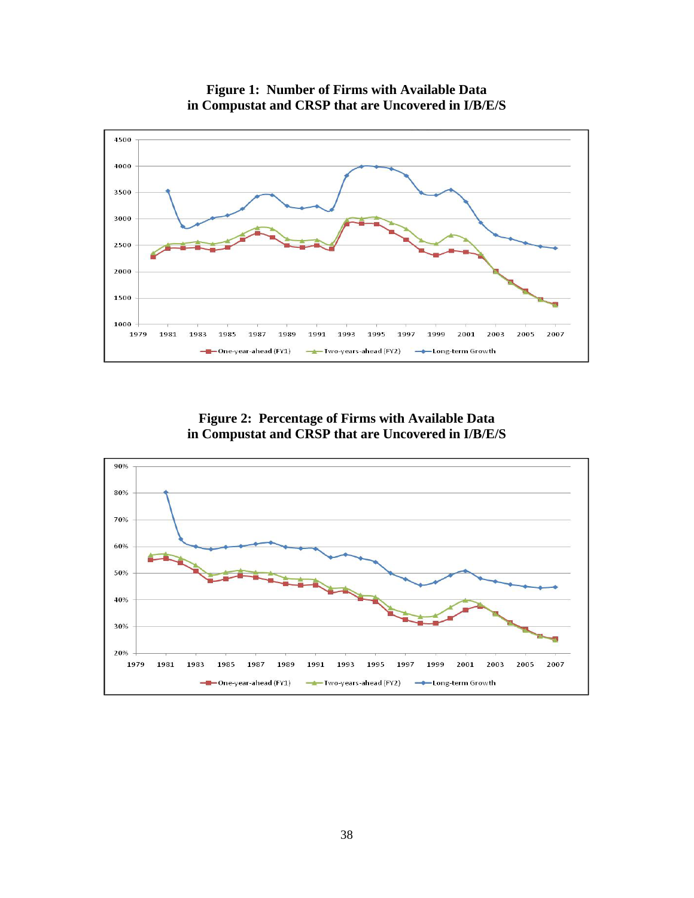**Figure 1: Number of Firms with Available Data in Compustat and CRSP that are Uncovered in I/B/E/S**

**Figure 2: Percentage of Firms with Available Data in Compustat and CRSP that are Uncovered in I/B/E/S**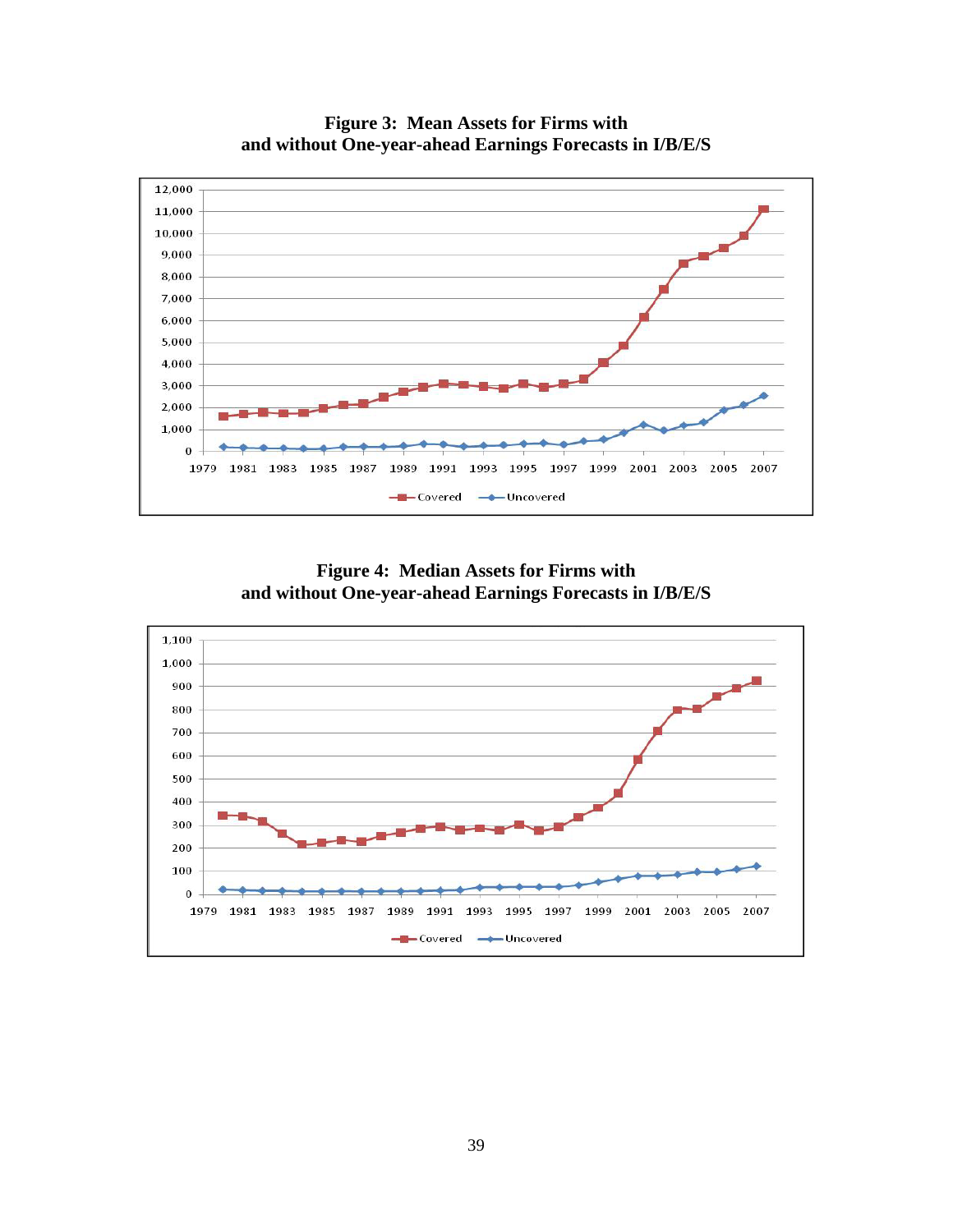**Figure 3: Mean Assets for Firms with and without One-year-ahead Earnings Forecasts in I/B/E/S**

12,000
11,000
10,000
9,000
8,000
7,000
6,000
5,000
4,000
3,000
2,000
1,000
0

1979 1981 1983 1985 1987 1989 1991 1993 1995 1997 1999 2001 2003 2005 2007

Covered Uncovered

**Figure 4: Median Assets for Firms with and without One-year-ahead Earnings Forecasts in I/B/E/S**

1,100
1,000
900
800
700
600
500
400
300
200
100
0

1979 1981 1983 1985 1987 1989 1991 1993 1995 1997 1999 2001 2003 2005 2007

Covered Uncovered